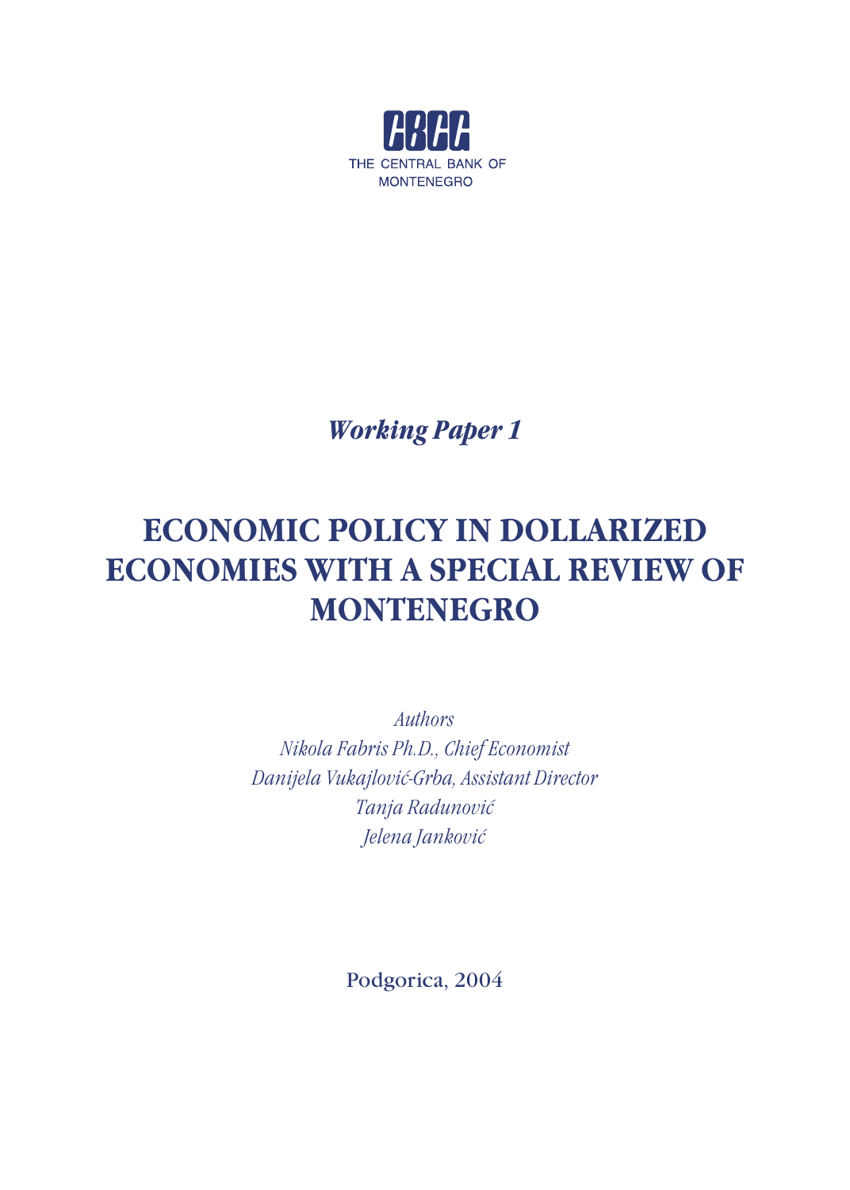CBCG

THE CENTRAL BANK OF MONTENEGRO

*Working Paper 1*

# ECONOMIC POLICY IN DOLLARIZED ECONOMIES WITH A SPECIAL REVIEW OF MONTENEGRO

*Authors*

*Nikola Fabris Ph.D., Chief Economist*

*Danijela Vukajlović-Grba, Assistant Director*

*Tanja Radunović*

*Jelena Janković*

Podgorica, 2004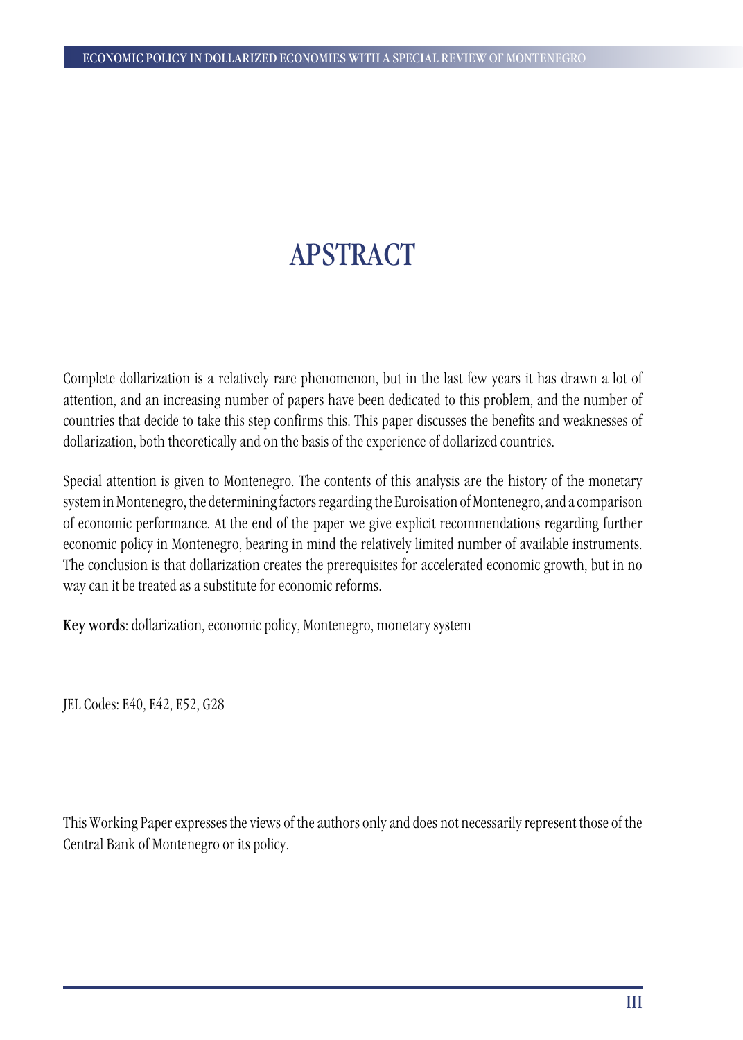# APSTRACT

Complete dollarization is a relatively rare phenomenon, but in the last few years it has drawn a lot of attention, and an increasing number of papers have been dedicated to this problem, and the number of countries that decide to take this step confirms this. This paper discusses the benefits and weaknesses of dollarization, both theoretically and on the basis of the experience of dollarized countries.

Special attention is given to Montenegro. The contents of this analysis are the history of the monetary system in Montenegro, the determining factors regarding the Euroisation of Montenegro, and a comparison of economic performance. At the end of the paper we give explicit recommendations regarding further economic policy in Montenegro, bearing in mind the relatively limited number of available instruments. The conclusion is that dollarization creates the prerequisites for accelerated economic growth, but in no way can it be treated as a substitute for economic reforms.

**Key words**: dollarization, economic policy, Montenegro, monetary system

JEL Codes: E40, E42, E52, G28

This Working Paper expresses the views of the authors only and does not necessarily represent those of the Central Bank of Montenegro or its policy.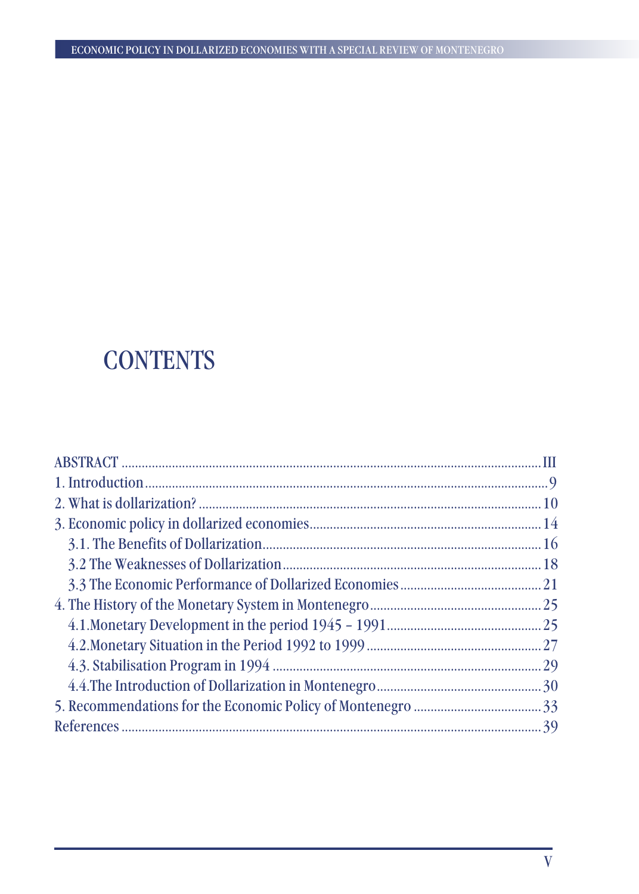# CONTENTS

ABSTRACT ........................................................................................................................ III
1. Introduction ........................................................................................................................ 9
2. What is dollarization? ...................................................................................................... 10
3. Economic policy in dollarized economies ........................................................................ 14
   3.1. The Benefits of Dollarization ..................................................................................... 16
   3.2 The Weaknesses of Dollarization ................................................................................ 18
   3.3 The Economic Performance of Dollarized Economies ................................................ 21
4. The History of the Monetary System in Montenegro ......................................................... 25
   4.1.Monetary Development in the period 1945 – 1991 ...................................................... 25
   4.2.Monetary Situation in the Period 1992 to 1999 ........................................................... 27
   4.3. Stabilisation Program in 1994 .................................................................................... 29
   4.4.The Introduction of Dollarization in Montenegro ........................................................ 30
5. Recommendations for the Economic Policy of Montenegro ............................................... 33
References .......................................................................................................................... 39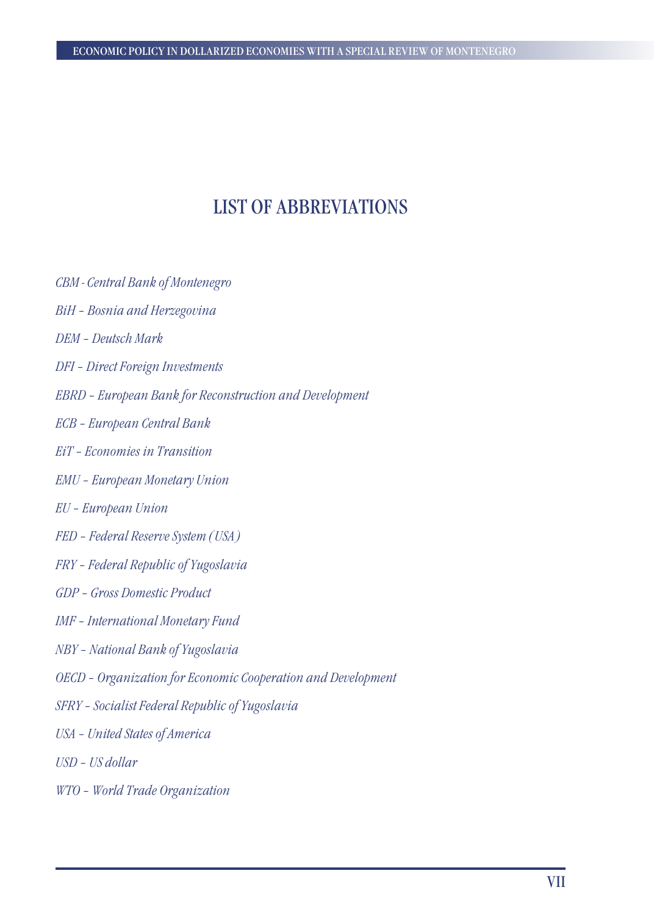# LIST OF ABBREVIATIONS

*CBM - Central Bank of Montenegro*

*BiH – Bosnia and Herzegovina*

*DEM – Deutsch Mark*

*DFI – Direct Foreign Investments*

*EBRD – European Bank for Reconstruction and Development*

*ECB – European Central Bank*

*EiT - Economies in Transition*

*EMU – European Monetary Union*

*EU – European Union*

*FED – Federal Reserve System (USA)*

*FRY – Federal Republic of Yugoslavia*

*GDP – Gross Domestic Product*

*IMF – International Monetary Fund*

*NBY – National Bank of Yugoslavia*

*OECD – Organization for Economic Cooperation and Development*

*SFRY – Socialist Federal Republic of Yugoslavia*

*USA – United States of America*

*USD – US dollar*

*WTO – World Trade Organization*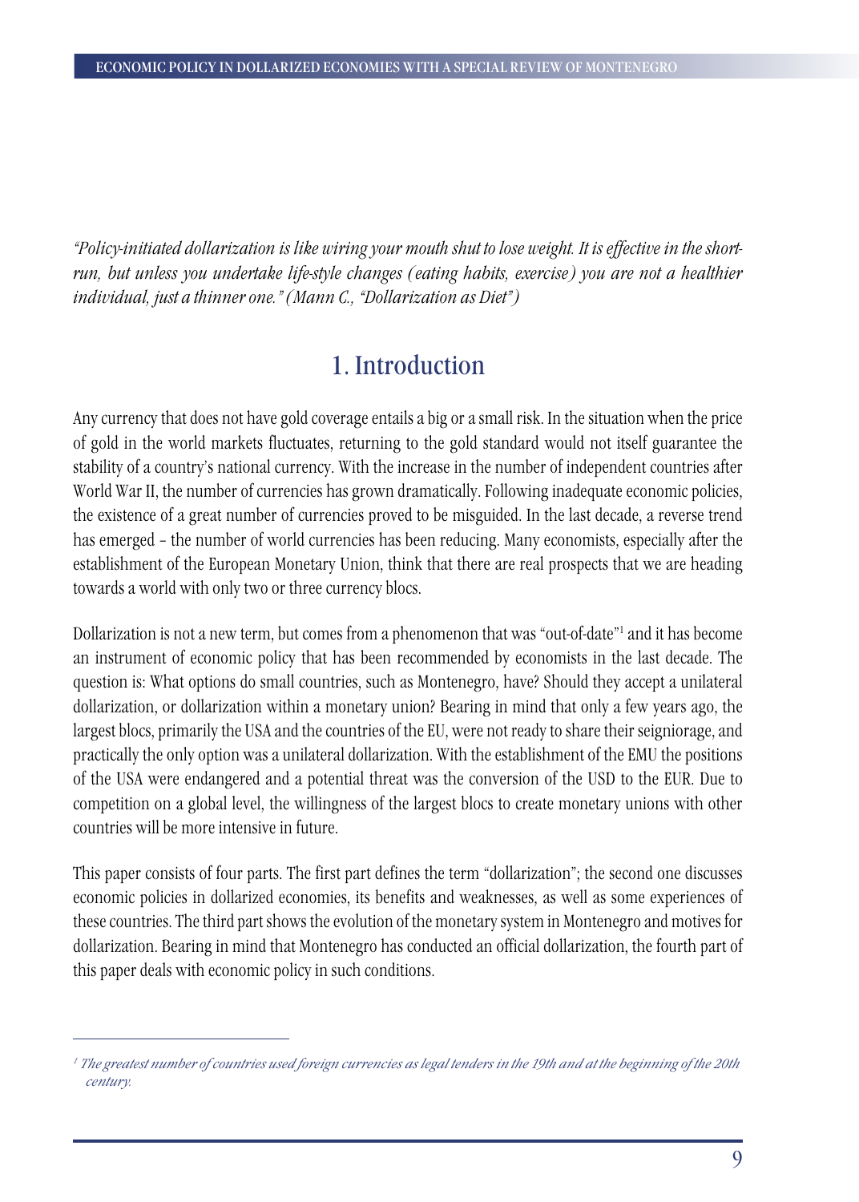*"Policy-initiated dollarization is like wiring your mouth shut to lose weight. It is effective in the short-run, but unless you undertake life-style changes (eating habits, exercise) you are not a healthier individual, just a thinner one." (Mann C., "Dollarization as Diet")*

## 1. Introduction

Any currency that does not have gold coverage entails a big or a small risk. In the situation when the price of gold in the world markets fluctuates, returning to the gold standard would not itself guarantee the stability of a country's national currency. With the increase in the number of independent countries after World War II, the number of currencies has grown dramatically. Following inadequate economic policies, the existence of a great number of currencies proved to be misguided. In the last decade, a reverse trend has emerged – the number of world currencies has been reducing. Many economists, especially after the establishment of the European Monetary Union, think that there are real prospects that we are heading towards a world with only two or three currency blocs.

Dollarization is not a new term, but comes from a phenomenon that was "out-of-date"[1] and it has become an instrument of economic policy that has been recommended by economists in the last decade. The question is: What options do small countries, such as Montenegro, have? Should they accept a unilateral dollarization, or dollarization within a monetary union? Bearing in mind that only a few years ago, the largest blocs, primarily the USA and the countries of the EU, were not ready to share their seigniorage, and practically the only option was a unilateral dollarization. With the establishment of the EMU the positions of the USA were endangered and a potential threat was the conversion of the USD to the EUR. Due to competition on a global level, the willingness of the largest blocs to create monetary unions with other countries will be more intensive in future.

This paper consists of four parts. The first part defines the term "dollarization"; the second one discusses economic policies in dollarized economies, its benefits and weaknesses, as well as some experiences of these countries. The third part shows the evolution of the monetary system in Montenegro and motives for dollarization. Bearing in mind that Montenegro has conducted an official dollarization, the fourth part of this paper deals with economic policy in such conditions.

---

[1] *The greatest number of countries used foreign currencies as legal tenders in the 19th and at the beginning of the 20th century.*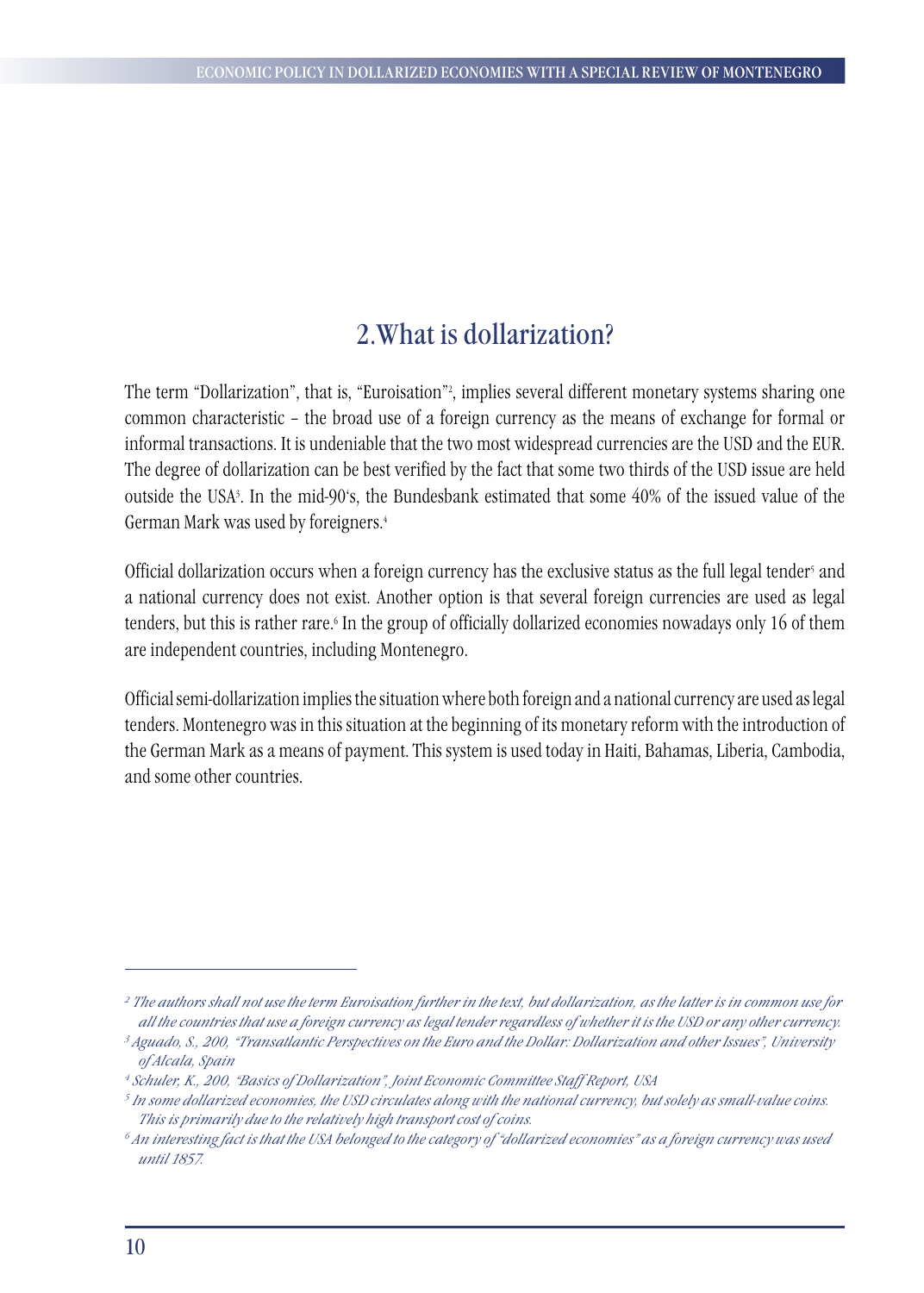## 2.What is dollarization?

The term "Dollarization", that is, "Euroisation"[2], implies several different monetary systems sharing one common characteristic – the broad use of a foreign currency as the means of exchange for formal or informal transactions. It is undeniable that the two most widespread currencies are the USD and the EUR. The degree of dollarization can be best verified by the fact that some two thirds of the USD issue are held outside the USA[3]. In the mid-90's, the Bundesbank estimated that some 40% of the issued value of the German Mark was used by foreigners.[4]

Official dollarization occurs when a foreign currency has the exclusive status as the full legal tender[5] and a national currency does not exist. Another option is that several foreign currencies are used as legal tenders, but this is rather rare.[6] In the group of officially dollarized economies nowadays only 16 of them are independent countries, including Montenegro.

Official semi-dollarization implies the situation where both foreign and a national currency are used as legal tenders. Montenegro was in this situation at the beginning of its monetary reform with the introduction of the German Mark as a means of payment. This system is used today in Haiti, Bahamas, Liberia, Cambodia, and some other countries.

---

*[2] The authors shall not use the term Euroisation further in the text, but dollarization, as the latter is in common use for all the countries that use a foreign currency as legal tender regardless of whether it is the USD or any other currency.*

*[3] Aguado, S., 200, "Transatlantic Perspectives on the Euro and the Dollar: Dollarization and other Issues", University of Alcala, Spain*

*[4] Schuler, K., 200, "Basics of Dollarization", Joint Economic Committee Staff Report, USA*

*[5] In some dollarized economies, the USD circulates along with the national currency, but solely as small-value coins. This is primarily due to the relatively high transport cost of coins.*

*[6] An interesting fact is that the USA belonged to the category of "dollarized economies" as a foreign currency was used until 1857.*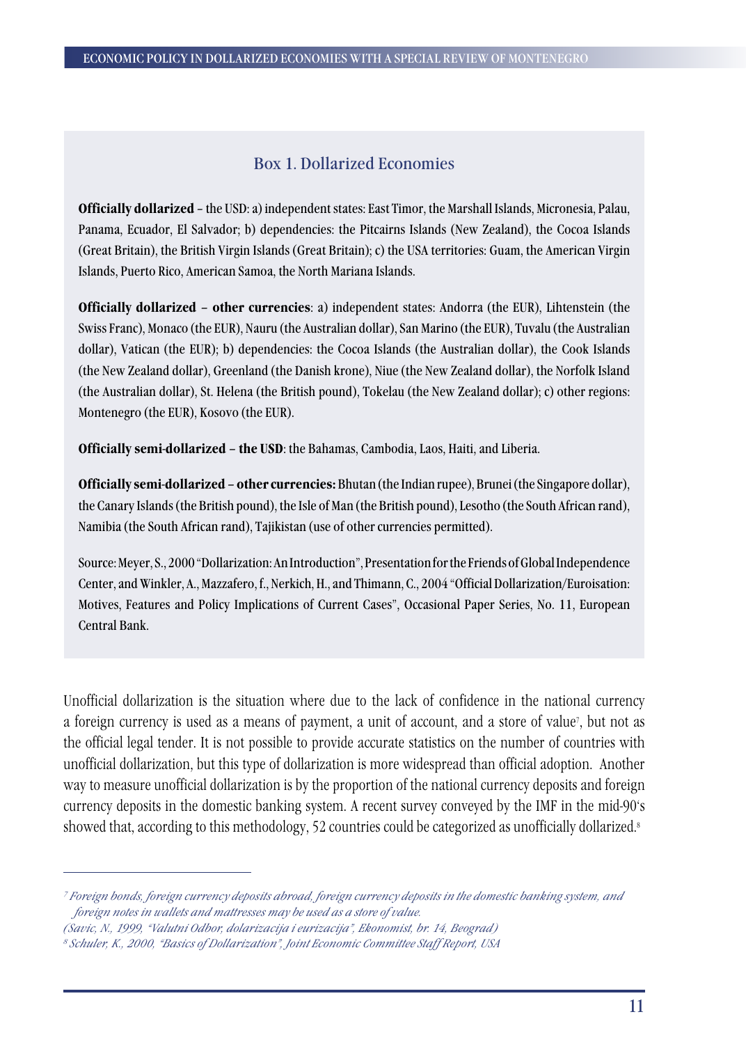### Box 1. Dollarized Economies

**Officially dollarized** – the USD: a) independent states: East Timor, the Marshall Islands, Micronesia, Palau, Panama, Ecuador, El Salvador; b) dependencies: the Pitcairns Islands (New Zealand), the Cocoa Islands (Great Britain), the British Virgin Islands (Great Britain); c) the USA territories: Guam, the American Virgin Islands, Puerto Rico, American Samoa, the North Mariana Islands.

**Officially dollarized – other currencies**: a) independent states: Andorra (the EUR), Lihtenstein (the Swiss Franc), Monaco (the EUR), Nauru (the Australian dollar), San Marino (the EUR), Tuvalu (the Australian dollar), Vatican (the EUR); b) dependencies: the Cocoa Islands (the Australian dollar), the Cook Islands (the New Zealand dollar), Greenland (the Danish krone), Niue (the New Zealand dollar), the Norfolk Island (the Australian dollar), St. Helena (the British pound), Tokelau (the New Zealand dollar); c) other regions: Montenegro (the EUR), Kosovo (the EUR).

**Officially semi-dollarized – the USD**: the Bahamas, Cambodia, Laos, Haiti, and Liberia.

**Officially semi-dollarized – other currencies:** Bhutan (the Indian rupee), Brunei (the Singapore dollar), the Canary Islands (the British pound), the Isle of Man (the British pound), Lesotho (the South African rand), Namibia (the South African rand), Tajikistan (use of other currencies permitted).

Source: Meyer, S., 2000 "Dollarization: An Introduction", Presentation for the Friends of Global Independence Center, and Winkler, A., Mazzafero, f., Nerkich, H., and Thimann, C., 2004 "Official Dollarization/Euroisation: Motives, Features and Policy Implications of Current Cases", Occasional Paper Series, No. 11, European Central Bank.

Unofficial dollarization is the situation where due to the lack of confidence in the national currency a foreign currency is used as a means of payment, a unit of account, and a store of value[7], but not as the official legal tender. It is not possible to provide accurate statistics on the number of countries with unofficial dollarization, but this type of dollarization is more widespread than official adoption. Another way to measure unofficial dollarization is by the proportion of the national currency deposits and foreign currency deposits in the domestic banking system. A recent survey conveyed by the IMF in the mid-90's showed that, according to this methodology, 52 countries could be categorized as unofficially dollarized.[8]

---

[7] *Foreign bonds, foreign currency deposits abroad, foreign currency deposits in the domestic banking system, and foreign notes in wallets and mattresses may be used as a store of value.*
*(Savic, N., 1999, "Valutni Odbor, dolarizacija i eurizacija", Ekonomist, br. 14, Beograd)*

[8] *Schuler, K., 2000, "Basics of Dollarization", Joint Economic Committee Staff Report, USA*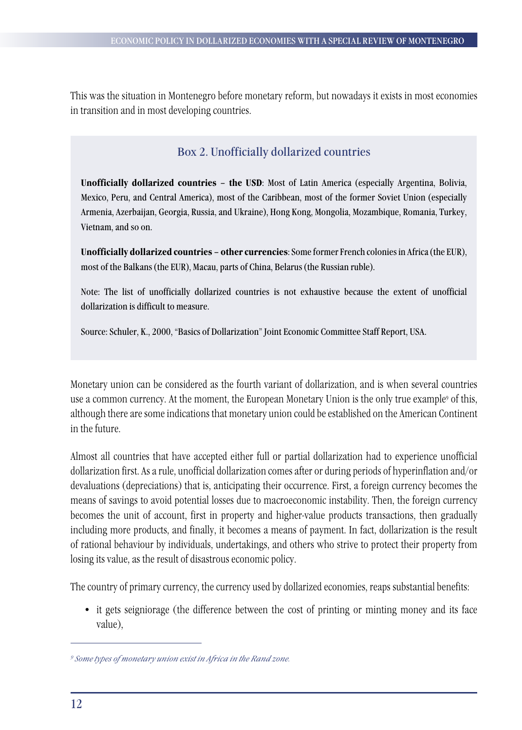This was the situation in Montenegro before monetary reform, but nowadays it exists in most economies in transition and in most developing countries.

### Box 2. Unofficially dollarized countries

**Unofficially dollarized countries – the USD**: Most of Latin America (especially Argentina, Bolivia, Mexico, Peru, and Central America), most of the Caribbean, most of the former Soviet Union (especially Armenia, Azerbaijan, Georgia, Russia, and Ukraine), Hong Kong, Mongolia, Mozambique, Romania, Turkey, Vietnam, and so on.

**Unofficially dollarized countries – other currencies**: Some former French colonies in Africa (the EUR), most of the Balkans (the EUR), Macau, parts of China, Belarus (the Russian ruble).

Note: The list of unofficially dollarized countries is not exhaustive because the extent of unofficial dollarization is difficult to measure.

Source: Schuler, K., 2000, "Basics of Dollarization" Joint Economic Committee Staff Report, USA.

Monetary union can be considered as the fourth variant of dollarization, and is when several countries use a common currency. At the moment, the European Monetary Union is the only true example[9] of this, although there are some indications that monetary union could be established on the American Continent in the future.

Almost all countries that have accepted either full or partial dollarization had to experience unofficial dollarization first. As a rule, unofficial dollarization comes after or during periods of hyperinflation and/or devaluations (depreciations) that is, anticipating their occurrence. First, a foreign currency becomes the means of savings to avoid potential losses due to macroeconomic instability. Then, the foreign currency becomes the unit of account, first in property and higher-value products transactions, then gradually including more products, and finally, it becomes a means of payment. In fact, dollarization is the result of rational behaviour by individuals, undertakings, and others who strive to protect their property from losing its value, as the result of disastrous economic policy.

The country of primary currency, the currency used by dollarized economies, reaps substantial benefits:

- it gets seigniorage (the difference between the cost of printing or minting money and its face value),

---

[9] *Some types of monetary union exist in Africa in the Rand zone.*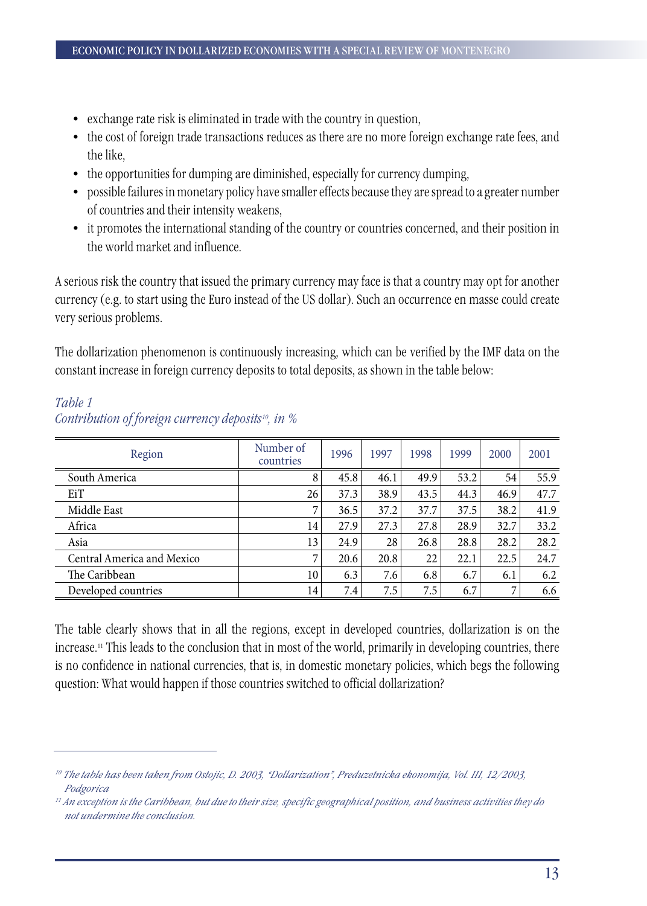- exchange rate risk is eliminated in trade with the country in question,
- the cost of foreign trade transactions reduces as there are no more foreign exchange rate fees, and the like,
- the opportunities for dumping are diminished, especially for currency dumping,
- possible failures in monetary policy have smaller effects because they are spread to a greater number of countries and their intensity weakens,
- it promotes the international standing of the country or countries concerned, and their position in the world market and influence.

A serious risk the country that issued the primary currency may face is that a country may opt for another currency (e.g. to start using the Euro instead of the US dollar). Such an occurrence en masse could create very serious problems.

The dollarization phenomenon is continuously increasing, which can be verified by the IMF data on the constant increase in foreign currency deposits to total deposits, as shown in the table below:

*Table 1*
*Contribution of foreign currency deposits[10], in %*

| Region | Number of countries | 1996 | 1997 | 1998 | 1999 | 2000 | 2001 |
|---|---|---|---|---|---|---|---|
| South America | 8 | 45.8 | 46.1 | 49.9 | 53.2 | 54 | 55.9 |
| EiT | 26 | 37.3 | 38.9 | 43.5 | 44.3 | 46.9 | 47.7 |
| Middle East | 7 | 36.5 | 37.2 | 37.7 | 37.5 | 38.2 | 41.9 |
| Africa | 14 | 27.9 | 27.3 | 27.8 | 28.9 | 32.7 | 33.2 |
| Asia | 13 | 24.9 | 28 | 26.8 | 28.8 | 28.2 | 28.2 |
| Central America and Mexico | 7 | 20.6 | 20.8 | 22 | 22.1 | 22.5 | 24.7 |
| The Caribbean | 10 | 6.3 | 7.6 | 6.8 | 6.7 | 6.1 | 6.2 |
| Developed countries | 14 | 7.4 | 7.5 | 7.5 | 6.7 | 7 | 6.6 |

The table clearly shows that in all the regions, except in developed countries, dollarization is on the increase.[11] This leads to the conclusion that in most of the world, primarily in developing countries, there is no confidence in national currencies, that is, in domestic monetary policies, which begs the following question: What would happen if those countries switched to official dollarization?

---

[10] *The table has been taken from Ostojic, D. 2003, "Dollarization", Preduzetnicka ekonomija, Vol. III, 12/2003, Podgorica*

[11] *An exception is the Caribbean, but due to their size, specific geographical position, and business activities they do not undermine the conclusion.*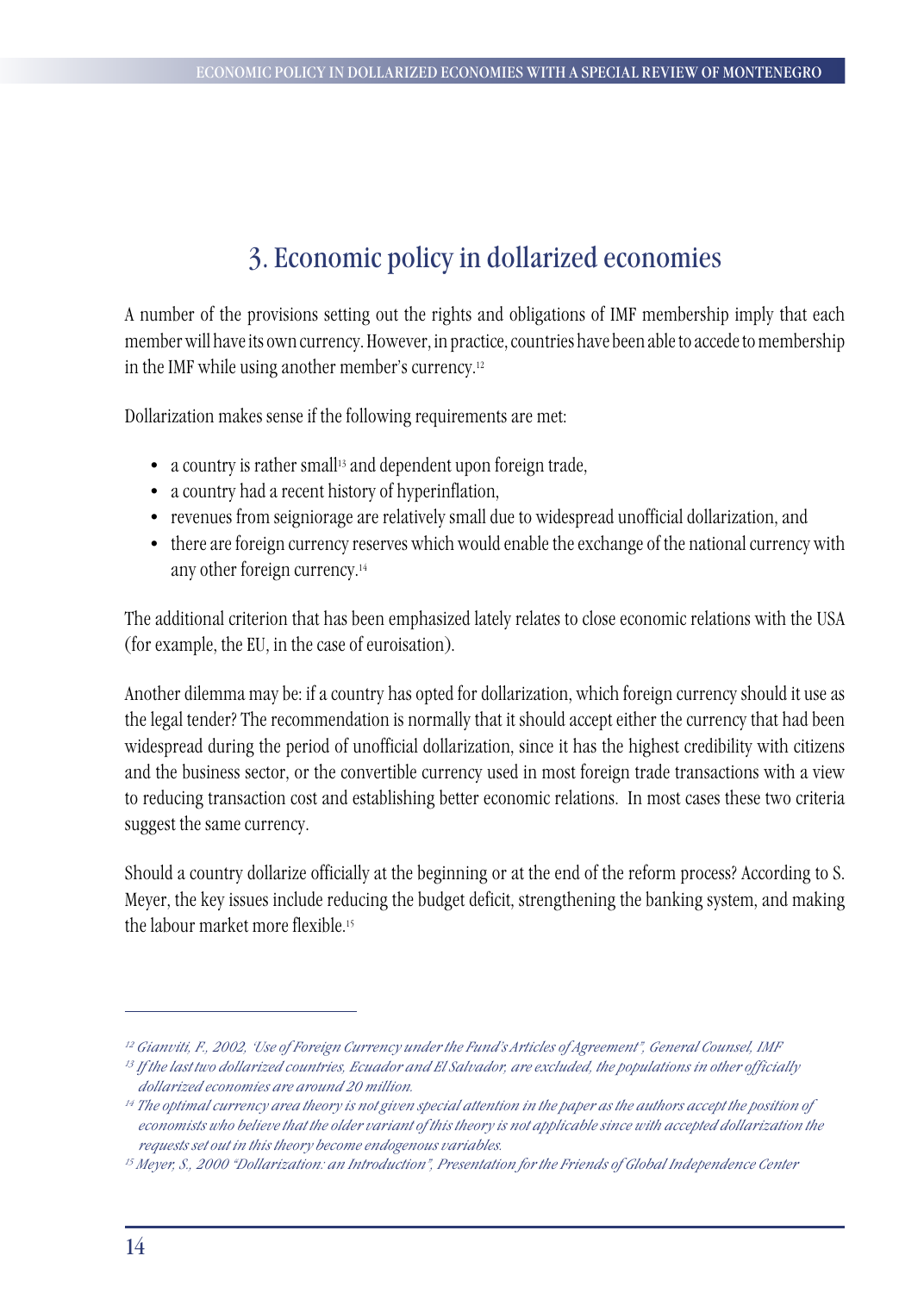# 3. Economic policy in dollarized economies

A number of the provisions setting out the rights and obligations of IMF membership imply that each member will have its own currency. However, in practice, countries have been able to accede to membership in the IMF while using another member's currency.[12]

Dollarization makes sense if the following requirements are met:

- a country is rather small[13] and dependent upon foreign trade,
- a country had a recent history of hyperinflation,
- revenues from seigniorage are relatively small due to widespread unofficial dollarization, and
- there are foreign currency reserves which would enable the exchange of the national currency with any other foreign currency.[14]

The additional criterion that has been emphasized lately relates to close economic relations with the USA (for example, the EU, in the case of euroisation).

Another dilemma may be: if a country has opted for dollarization, which foreign currency should it use as the legal tender? The recommendation is normally that it should accept either the currency that had been widespread during the period of unofficial dollarization, since it has the highest credibility with citizens and the business sector, or the convertible currency used in most foreign trade transactions with a view to reducing transaction cost and establishing better economic relations. In most cases these two criteria suggest the same currency.

Should a country dollarize officially at the beginning or at the end of the reform process? According to S. Meyer, the key issues include reducing the budget deficit, strengthening the banking system, and making the labour market more flexible.[15]

---

*[12] Gianviti, F., 2002, 'Use of Foreign Currency under the Fund's Articles of Agreement", General Counsel, IMF*

*[13] If the last two dollarized countries, Ecuador and El Salvador, are excluded, the populations in other officially dollarized economies are around 20 million.*

*[14] The optimal currency area theory is not given special attention in the paper as the authors accept the position of economists who believe that the older variant of this theory is not applicable since with accepted dollarization the requests set out in this theory become endogenous variables.*

*[15] Meyer, S., 2000 "Dollarization: an Introduction", Presentation for the Friends of Global Independence Center*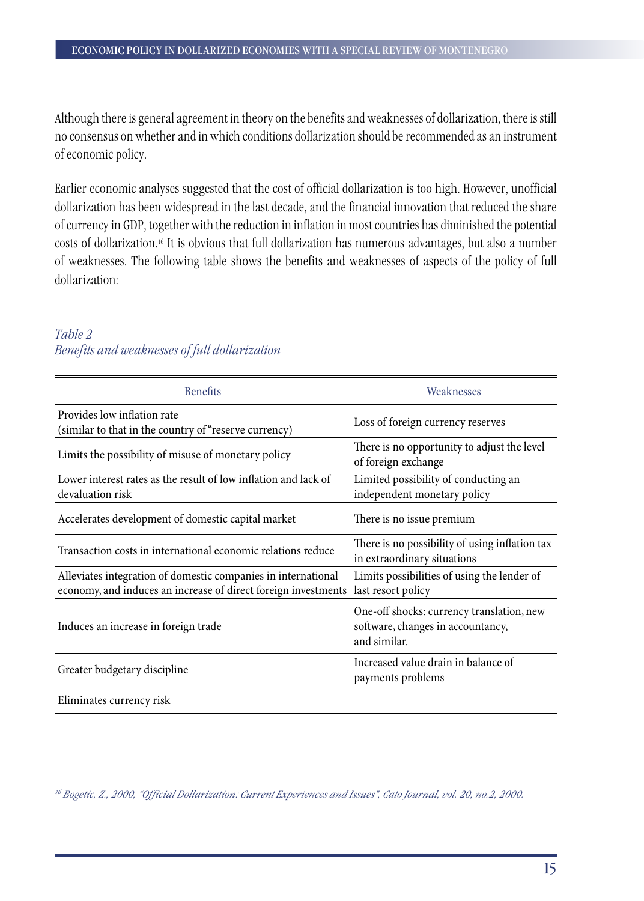Although there is general agreement in theory on the benefits and weaknesses of dollarization, there is still no consensus on whether and in which conditions dollarization should be recommended as an instrument of economic policy.

Earlier economic analyses suggested that the cost of official dollarization is too high. However, unofficial dollarization has been widespread in the last decade, and the financial innovation that reduced the share of currency in GDP, together with the reduction in inflation in most countries has diminished the potential costs of dollarization.[16] It is obvious that full dollarization has numerous advantages, but also a number of weaknesses. The following table shows the benefits and weaknesses of aspects of the policy of full dollarization:

*Table 2*
*Benefits and weaknesses of full dollarization*

| Benefits | Weaknesses |
|---|---|
| Provides low inflation rate (similar to that in the country of "reserve currency) | Loss of foreign currency reserves |
| Limits the possibility of misuse of monetary policy | There is no opportunity to adjust the level of foreign exchange |
| Lower interest rates as the result of low inflation and lack of devaluation risk | Limited possibility of conducting an independent monetary policy |
| Accelerates development of domestic capital market | There is no issue premium |
| Transaction costs in international economic relations reduce | There is no possibility of using inflation tax in extraordinary situations |
| Alleviates integration of domestic companies in international economy, and induces an increase of direct foreign investments | Limits possibilities of using the lender of last resort policy |
| Induces an increase in foreign trade | One-off shocks: currency translation, new software, changes in accountancy, and similar. |
| Greater budgetary discipline | Increased value drain in balance of payments problems |
| Eliminates currency risk | |

[16] *Bogetic, Z., 2000, "Official Dollarization: Current Experiences and Issues", Cato Journal, vol. 20, no.2, 2000.*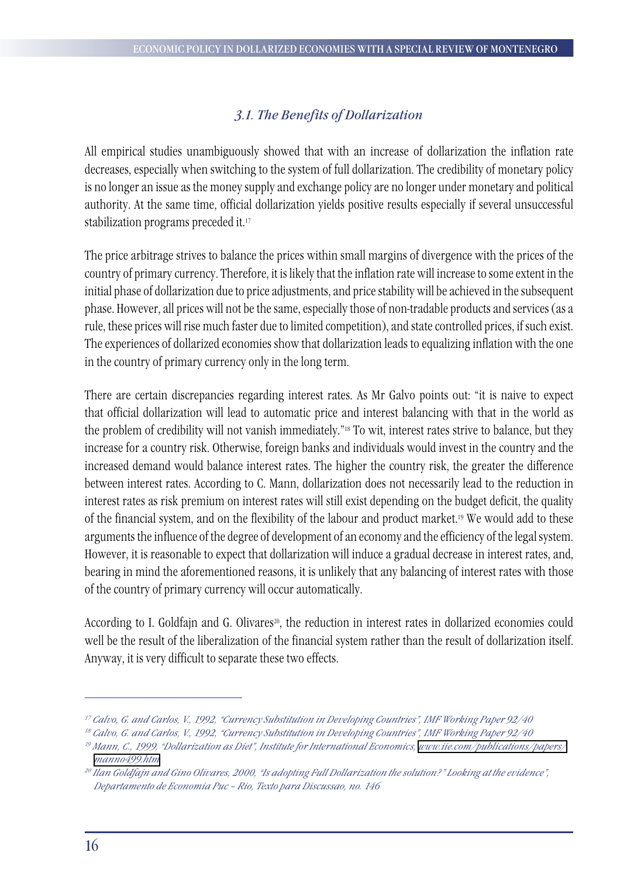### *3.1. The Benefits of Dollarization*

All empirical studies unambiguously showed that with an increase of dollarization the inflation rate decreases, especially when switching to the system of full dollarization. The credibility of monetary policy is no longer an issue as the money supply and exchange policy are no longer under monetary and political authority. At the same time, official dollarization yields positive results especially if several unsuccessful stabilization programs preceded it.[17]

The price arbitrage strives to balance the prices within small margins of divergence with the prices of the country of primary currency. Therefore, it is likely that the inflation rate will increase to some extent in the initial phase of dollarization due to price adjustments, and price stability will be achieved in the subsequent phase. However, all prices will not be the same, especially those of non-tradable products and services (as a rule, these prices will rise much faster due to limited competition), and state controlled prices, if such exist. The experiences of dollarized economies show that dollarization leads to equalizing inflation with the one in the country of primary currency only in the long term.

There are certain discrepancies regarding interest rates. As Mr Galvo points out: "it is naive to expect that official dollarization will lead to automatic price and interest balancing with that in the world as the problem of credibility will not vanish immediately."[18] To wit, interest rates strive to balance, but they increase for a country risk. Otherwise, foreign banks and individuals would invest in the country and the increased demand would balance interest rates. The higher the country risk, the greater the difference between interest rates. According to C. Mann, dollarization does not necessarily lead to the reduction in interest rates as risk premium on interest rates will still exist depending on the budget deficit, the quality of the financial system, and on the flexibility of the labour and product market.[19] We would add to these arguments the influence of the degree of development of an economy and the efficiency of the legal system. However, it is reasonable to expect that dollarization will induce a gradual decrease in interest rates, and, bearing in mind the aforementioned reasons, it is unlikely that any balancing of interest rates with those of the country of primary currency will occur automatically.

According to I. Goldfajn and G. Olivares[20], the reduction in interest rates in dollarized economies could well be the result of the liberalization of the financial system rather than the result of dollarization itself. Anyway, it is very difficult to separate these two effects.

---

[17] *Calvo, G. and Carlos, V., 1992, "Currency Substitution in Developing Countries", IMF Working Paper 92/40*

[18] *Calvo, G. and Carlos, V., 1992, "Currency Substitution in Developing Countries", IMF Working Paper 92/40*

[19] *Mann, C., 1999, "Dollarization as Diet", Institute for International Economics, www.iie.com/publications/papers/manno499.htm*

[20] *Ilan Goldfajn and Gino Olivares, 2000, "Is adopting Full Dollarization the solution?" Looking at the evidence", Departamento de Economia Puc – Rio, Texto para Discussao, no. 146*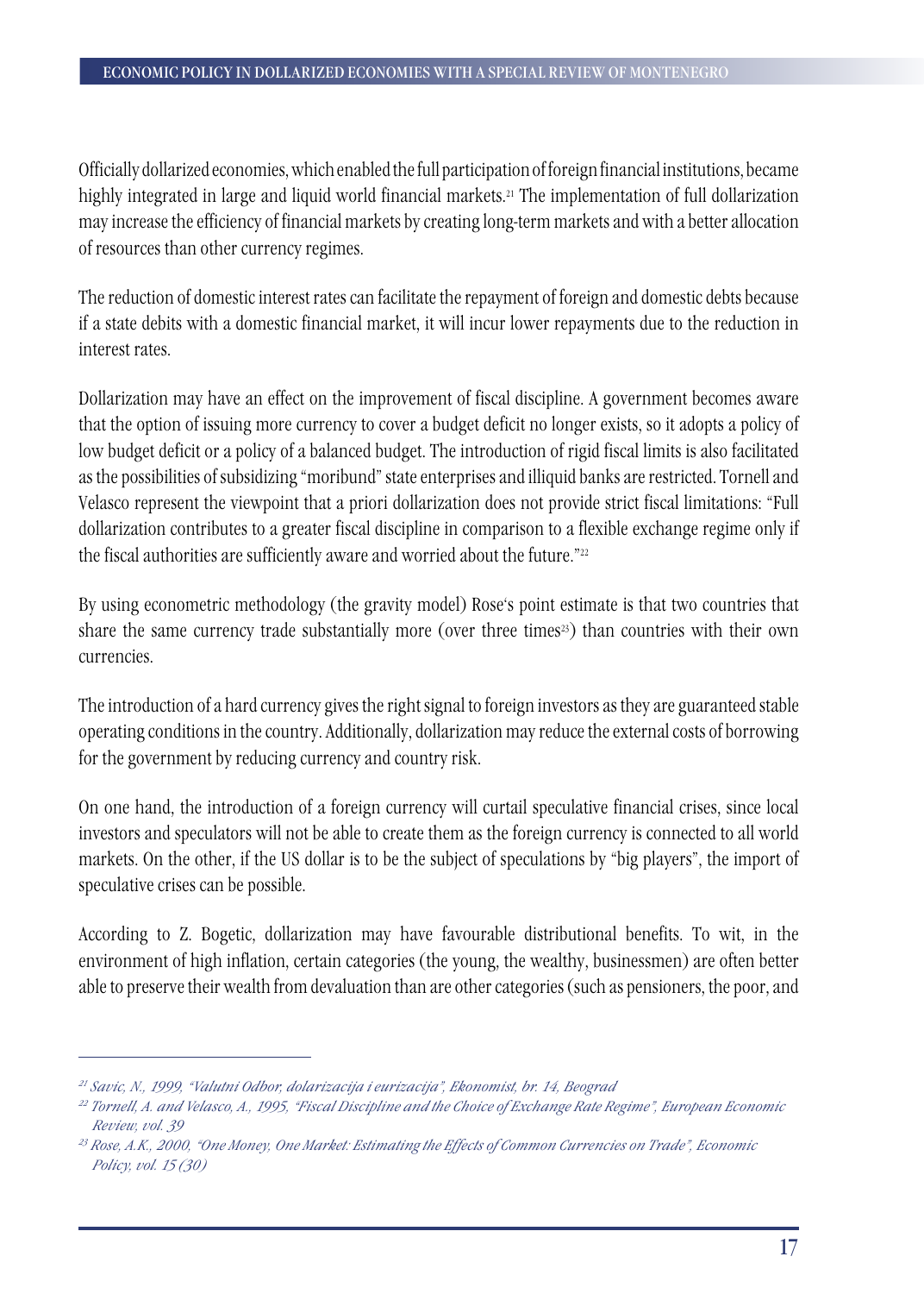Officially dollarized economies, which enabled the full participation of foreign financial institutions, became highly integrated in large and liquid world financial markets.[21] The implementation of full dollarization may increase the efficiency of financial markets by creating long-term markets and with a better allocation of resources than other currency regimes.

The reduction of domestic interest rates can facilitate the repayment of foreign and domestic debts because if a state debits with a domestic financial market, it will incur lower repayments due to the reduction in interest rates.

Dollarization may have an effect on the improvement of fiscal discipline. A government becomes aware that the option of issuing more currency to cover a budget deficit no longer exists, so it adopts a policy of low budget deficit or a policy of a balanced budget. The introduction of rigid fiscal limits is also facilitated as the possibilities of subsidizing "moribund" state enterprises and illiquid banks are restricted. Tornell and Velasco represent the viewpoint that a priori dollarization does not provide strict fiscal limitations: "Full dollarization contributes to a greater fiscal discipline in comparison to a flexible exchange regime only if the fiscal authorities are sufficiently aware and worried about the future."[22]

By using econometric methodology (the gravity model) Rose's point estimate is that two countries that share the same currency trade substantially more (over three times[23]) than countries with their own currencies.

The introduction of a hard currency gives the right signal to foreign investors as they are guaranteed stable operating conditions in the country. Additionally, dollarization may reduce the external costs of borrowing for the government by reducing currency and country risk.

On one hand, the introduction of a foreign currency will curtail speculative financial crises, since local investors and speculators will not be able to create them as the foreign currency is connected to all world markets. On the other, if the US dollar is to be the subject of speculations by "big players", the import of speculative crises can be possible.

According to Z. Bogetic, dollarization may have favourable distributional benefits. To wit, in the environment of high inflation, certain categories (the young, the wealthy, businessmen) are often better able to preserve their wealth from devaluation than are other categories (such as pensioners, the poor, and

---

[21] *Savic, N., 1999, "Valutni Odbor, dolarizacija i eurizacija", Ekonomist, br. 14, Beograd*

[22] *Tornell, A. and Velasco, A., 1995, "Fiscal Discipline and the Choice of Exchange Rate Regime", European Economic Review, vol. 39*

[23] *Rose, A.K., 2000, "One Money, One Market: Estimating the Effects of Common Currencies on Trade", Economic Policy, vol. 15 (30)*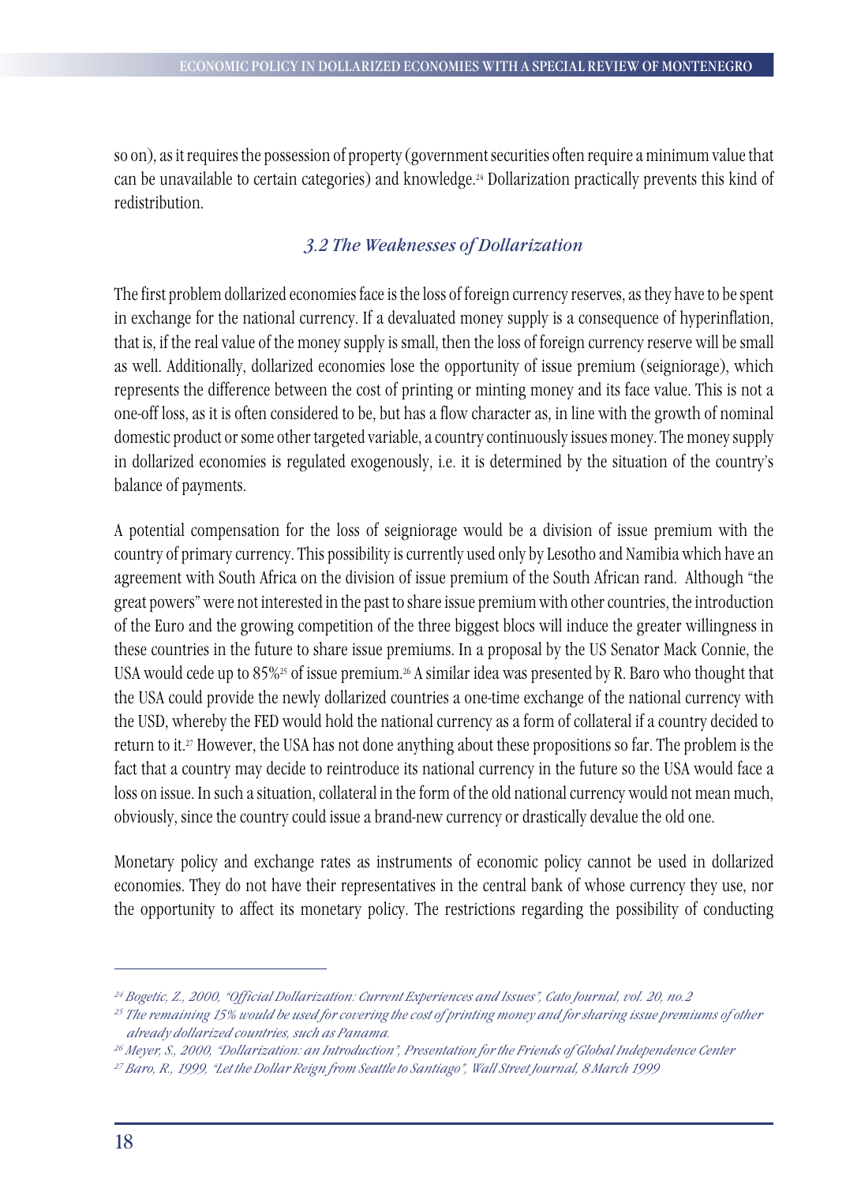so on), as it requires the possession of property (government securities often require a minimum value that can be unavailable to certain categories) and knowledge.[24] Dollarization practically prevents this kind of redistribution.

### *3.2 The Weaknesses of Dollarization*

The first problem dollarized economies face is the loss of foreign currency reserves, as they have to be spent in exchange for the national currency. If a devaluated money supply is a consequence of hyperinflation, that is, if the real value of the money supply is small, then the loss of foreign currency reserve will be small as well. Additionally, dollarized economies lose the opportunity of issue premium (seigniorage), which represents the difference between the cost of printing or minting money and its face value. This is not a one-off loss, as it is often considered to be, but has a flow character as, in line with the growth of nominal domestic product or some other targeted variable, a country continuously issues money. The money supply in dollarized economies is regulated exogenously, i.e. it is determined by the situation of the country's balance of payments.

A potential compensation for the loss of seigniorage would be a division of issue premium with the country of primary currency. This possibility is currently used only by Lesotho and Namibia which have an agreement with South Africa on the division of issue premium of the South African rand. Although "the great powers" were not interested in the past to share issue premium with other countries, the introduction of the Euro and the growing competition of the three biggest blocs will induce the greater willingness in these countries in the future to share issue premiums. In a proposal by the US Senator Mack Connie, the USA would cede up to 85%[25] of issue premium.[26] A similar idea was presented by R. Baro who thought that the USA could provide the newly dollarized countries a one-time exchange of the national currency with the USD, whereby the FED would hold the national currency as a form of collateral if a country decided to return to it.[27] However, the USA has not done anything about these propositions so far. The problem is the fact that a country may decide to reintroduce its national currency in the future so the USA would face a loss on issue. In such a situation, collateral in the form of the old national currency would not mean much, obviously, since the country could issue a brand-new currency or drastically devalue the old one.

Monetary policy and exchange rates as instruments of economic policy cannot be used in dollarized economies. They do not have their representatives in the central bank of whose currency they use, nor the opportunity to affect its monetary policy. The restrictions regarding the possibility of conducting

---

[24] *Bogetic, Z., 2000, "Official Dollarization: Current Experiences and Issues", Cato Journal, vol. 20, no.2*

[25] *The remaining 15% would be used for covering the cost of printing money and for sharing issue premiums of other already dollarized countries, such as Panama.*

[26] *Meyer, S., 2000, "Dollarization: an Introduction", Presentation for the Friends of Global Independence Center*

[27] *Baro, R., 1999, "Let the Dollar Reign from Seattle to Santiago", Wall Street Journal, 8 March 1999*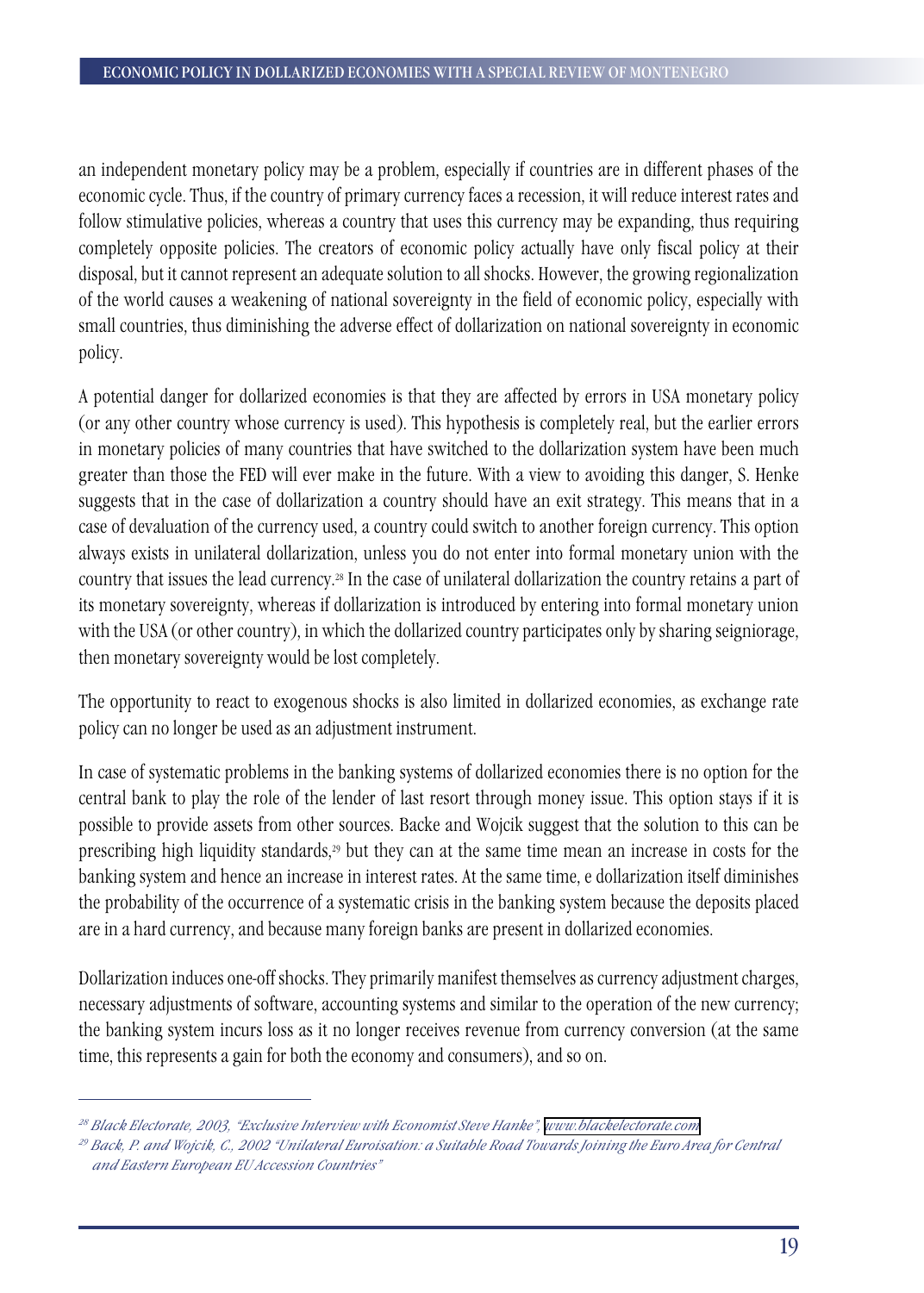an independent monetary policy may be a problem, especially if countries are in different phases of the economic cycle. Thus, if the country of primary currency faces a recession, it will reduce interest rates and follow stimulative policies, whereas a country that uses this currency may be expanding, thus requiring completely opposite policies. The creators of economic policy actually have only fiscal policy at their disposal, but it cannot represent an adequate solution to all shocks. However, the growing regionalization of the world causes a weakening of national sovereignty in the field of economic policy, especially with small countries, thus diminishing the adverse effect of dollarization on national sovereignty in economic policy.

A potential danger for dollarized economies is that they are affected by errors in USA monetary policy (or any other country whose currency is used). This hypothesis is completely real, but the earlier errors in monetary policies of many countries that have switched to the dollarization system have been much greater than those the FED will ever make in the future. With a view to avoiding this danger, S. Henke suggests that in the case of dollarization a country should have an exit strategy. This means that in a case of devaluation of the currency used, a country could switch to another foreign currency. This option always exists in unilateral dollarization, unless you do not enter into formal monetary union with the country that issues the lead currency.[28] In the case of unilateral dollarization the country retains a part of its monetary sovereignty, whereas if dollarization is introduced by entering into formal monetary union with the USA (or other country), in which the dollarized country participates only by sharing seigniorage, then monetary sovereignty would be lost completely.

The opportunity to react to exogenous shocks is also limited in dollarized economies, as exchange rate policy can no longer be used as an adjustment instrument.

In case of systematic problems in the banking systems of dollarized economies there is no option for the central bank to play the role of the lender of last resort through money issue. This option stays if it is possible to provide assets from other sources. Backe and Wojcik suggest that the solution to this can be prescribing high liquidity standards,[29] but they can at the same time mean an increase in costs for the banking system and hence an increase in interest rates. At the same time, e dollarization itself diminishes the probability of the occurrence of a systematic crisis in the banking system because the deposits placed are in a hard currency, and because many foreign banks are present in dollarized economies.

Dollarization induces one-off shocks. They primarily manifest themselves as currency adjustment charges, necessary adjustments of software, accounting systems and similar to the operation of the new currency; the banking system incurs loss as it no longer receives revenue from currency conversion (at the same time, this represents a gain for both the economy and consumers), and so on.

---

[28] *Black Electorate, 2003, "Exclusive Interview with Economist Steve Hanke", www.blackelectorate.com*

[29] *Back, P. and Wojcik, C., 2002 "Unilateral Euroisation: a Suitable Road Towards Joining the Euro Area for Central and Eastern European EU Accession Countries"*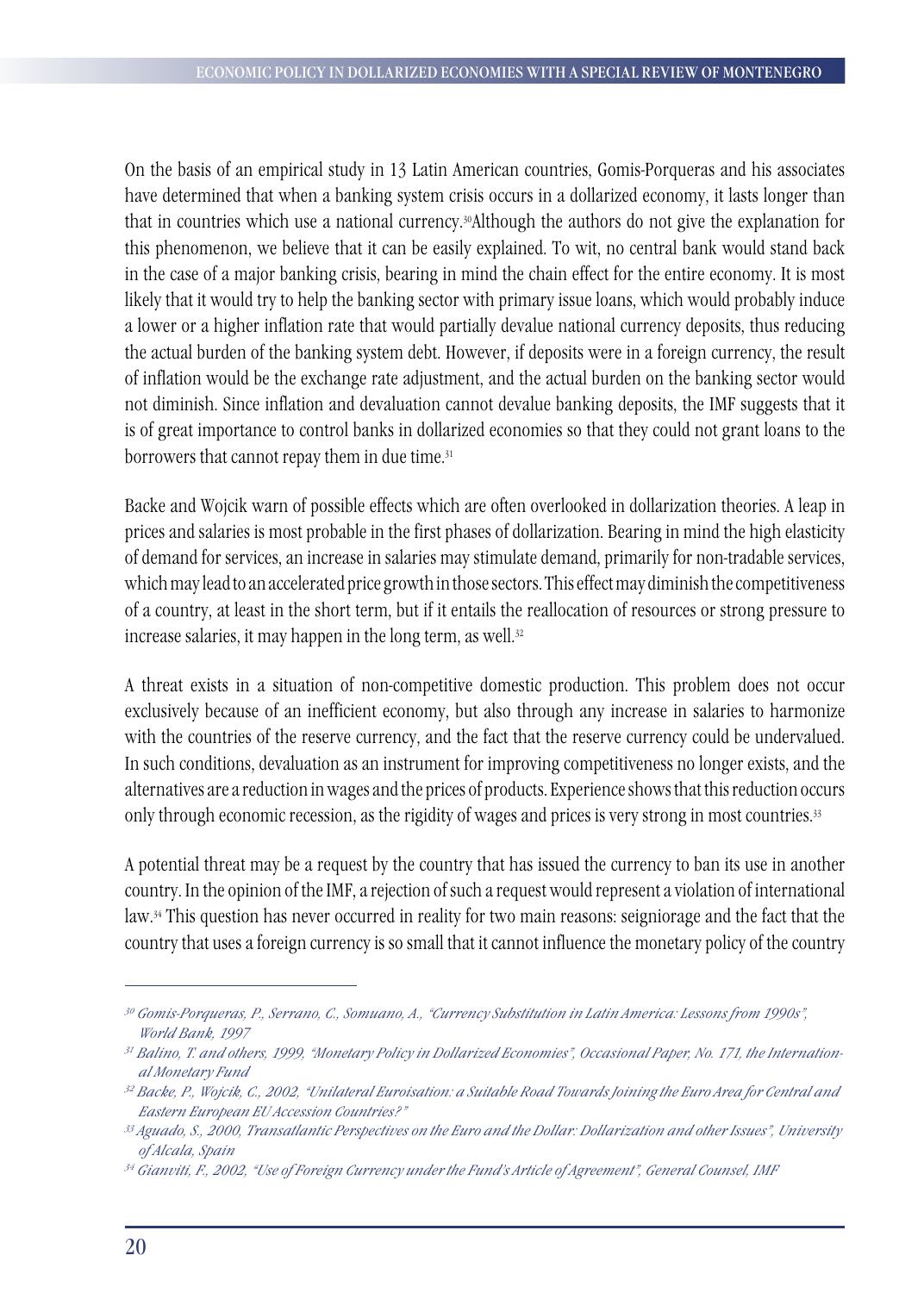On the basis of an empirical study in 13 Latin American countries, Gomis-Porqueras and his associates have determined that when a banking system crisis occurs in a dollarized economy, it lasts longer than that in countries which use a national currency.[30]Although the authors do not give the explanation for this phenomenon, we believe that it can be easily explained. To wit, no central bank would stand back in the case of a major banking crisis, bearing in mind the chain effect for the entire economy. It is most likely that it would try to help the banking sector with primary issue loans, which would probably induce a lower or a higher inflation rate that would partially devalue national currency deposits, thus reducing the actual burden of the banking system debt. However, if deposits were in a foreign currency, the result of inflation would be the exchange rate adjustment, and the actual burden on the banking sector would not diminish. Since inflation and devaluation cannot devalue banking deposits, the IMF suggests that it is of great importance to control banks in dollarized economies so that they could not grant loans to the borrowers that cannot repay them in due time.[31]

Backe and Wojcik warn of possible effects which are often overlooked in dollarization theories. A leap in prices and salaries is most probable in the first phases of dollarization. Bearing in mind the high elasticity of demand for services, an increase in salaries may stimulate demand, primarily for non-tradable services, which may lead to an accelerated price growth in those sectors. This effect may diminish the competitiveness of a country, at least in the short term, but if it entails the reallocation of resources or strong pressure to increase salaries, it may happen in the long term, as well.[32]

A threat exists in a situation of non-competitive domestic production. This problem does not occur exclusively because of an inefficient economy, but also through any increase in salaries to harmonize with the countries of the reserve currency, and the fact that the reserve currency could be undervalued. In such conditions, devaluation as an instrument for improving competitiveness no longer exists, and the alternatives are a reduction in wages and the prices of products. Experience shows that this reduction occurs only through economic recession, as the rigidity of wages and prices is very strong in most countries.[33]

A potential threat may be a request by the country that has issued the currency to ban its use in another country. In the opinion of the IMF, a rejection of such a request would represent a violation of international law.[34] This question has never occurred in reality for two main reasons: seigniorage and the fact that the country that uses a foreign currency is so small that it cannot influence the monetary policy of the country

---

[30] *Gomis-Porqueras, P., Serrano, C., Somuano, A., "Currency Substitution in Latin America: Lessons from 1990s", World Bank, 1997*

[31] *Balino, T. and others, 1999, "Monetary Policy in Dollarized Economies", Occasional Paper, No. 171, the International Monetary Fund*

[32] *Backe, P., Wojcik, C., 2002, "Unilateral Euroisation: a Suitable Road Towards Joining the Euro Area for Central and Eastern European EU Accession Countries?"*

[33] *Aguado, S., 2000, Transatlantic Perspectives on the Euro and the Dollar: Dollarization and other Issues", University of Alcala, Spain*

[34] *Gianviti, F., 2002, "Use of Foreign Currency under the Fund's Article of Agreement", General Counsel, IMF*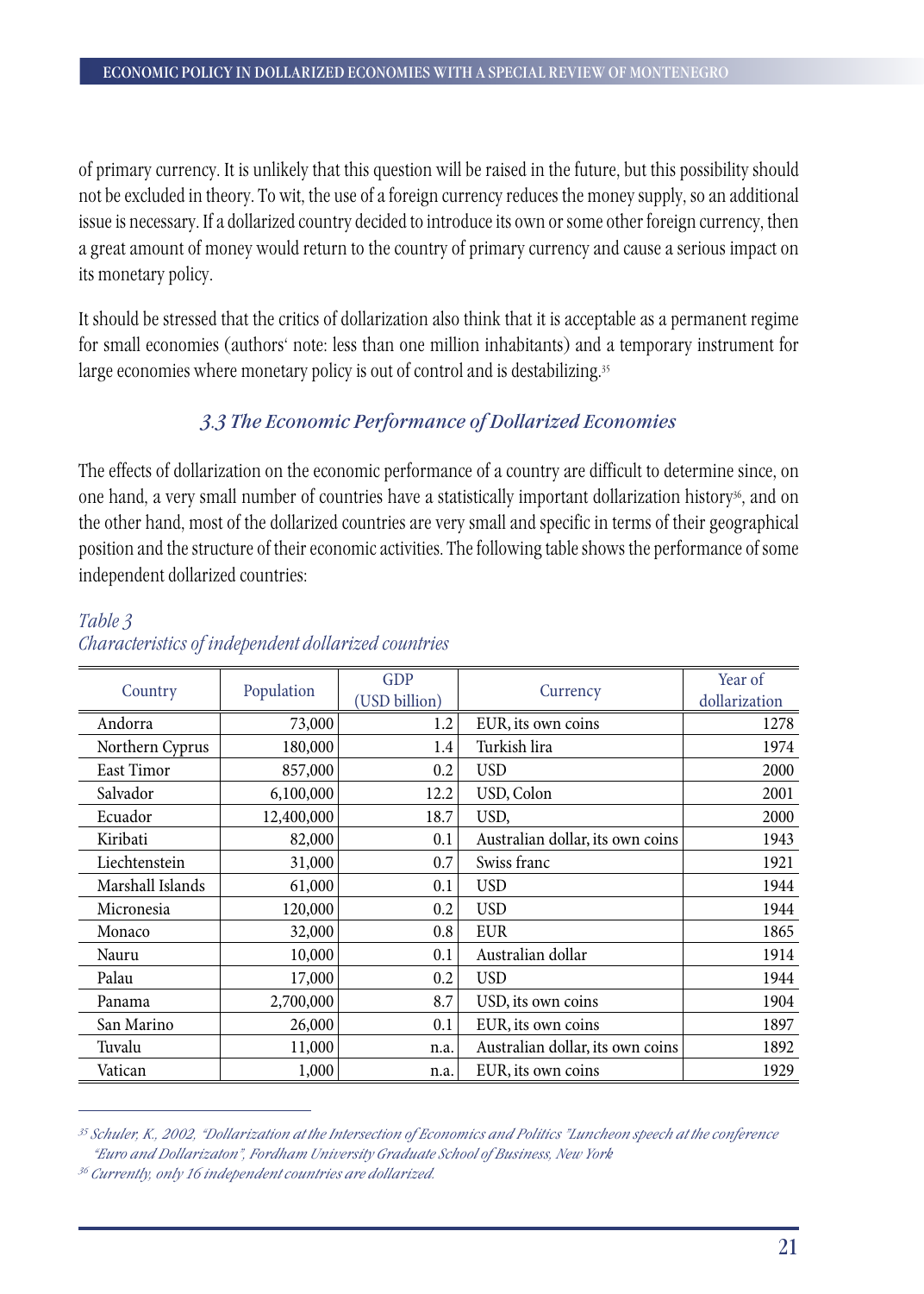of primary currency. It is unlikely that this question will be raised in the future, but this possibility should not be excluded in theory. To wit, the use of a foreign currency reduces the money supply, so an additional issue is necessary. If a dollarized country decided to introduce its own or some other foreign currency, then a great amount of money would return to the country of primary currency and cause a serious impact on its monetary policy.

It should be stressed that the critics of dollarization also think that it is acceptable as a permanent regime for small economies (authors' note: less than one million inhabitants) and a temporary instrument for large economies where monetary policy is out of control and is destabilizing.[35]

### *3.3 The Economic Performance of Dollarized Economies*

The effects of dollarization on the economic performance of a country are difficult to determine since, on one hand, a very small number of countries have a statistically important dollarization history[36], and on the other hand, most of the dollarized countries are very small and specific in terms of their geographical position and the structure of their economic activities. The following table shows the performance of some independent dollarized countries:

*Table 3*
*Characteristics of independent dollarized countries*

| Country | Population | GDP (USD billion) | Currency | Year of dollarization |
|---|---|---|---|---|
| Andorra | 73,000 | 1.2 | EUR, its own coins | 1278 |
| Northern Cyprus | 180,000 | 1.4 | Turkish lira | 1974 |
| East Timor | 857,000 | 0.2 | USD | 2000 |
| Salvador | 6,100,000 | 12.2 | USD, Colon | 2001 |
| Ecuador | 12,400,000 | 18.7 | USD, | 2000 |
| Kiribati | 82,000 | 0.1 | Australian dollar, its own coins | 1943 |
| Liechtenstein | 31,000 | 0.7 | Swiss franc | 1921 |
| Marshall Islands | 61,000 | 0.1 | USD | 1944 |
| Micronesia | 120,000 | 0.2 | USD | 1944 |
| Monaco | 32,000 | 0.8 | EUR | 1865 |
| Nauru | 10,000 | 0.1 | Australian dollar | 1914 |
| Palau | 17,000 | 0.2 | USD | 1944 |
| Panama | 2,700,000 | 8.7 | USD, its own coins | 1904 |
| San Marino | 26,000 | 0.1 | EUR, its own coins | 1897 |
| Tuvalu | 11,000 | n.a. | Australian dollar, its own coins | 1892 |
| Vatican | 1,000 | n.a. | EUR, its own coins | 1929 |

---

*[35] Schuler, K., 2002, "Dollarization at the Intersection of Economics and Politics "Luncheon speech at the conference "Euro and Dollarizaton", Fordham University Graduate School of Business, New York*

*[36] Currently, only 16 independent countries are dollarized.*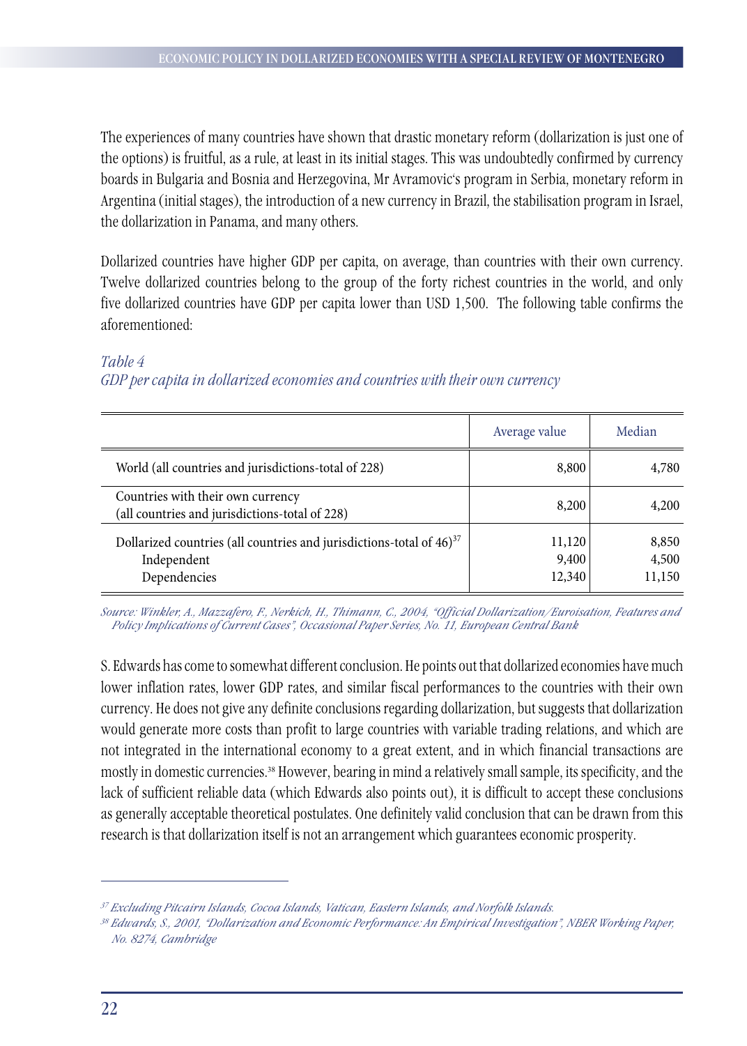The experiences of many countries have shown that drastic monetary reform (dollarization is just one of the options) is fruitful, as a rule, at least in its initial stages. This was undoubtedly confirmed by currency boards in Bulgaria and Bosnia and Herzegovina, Mr Avramovic's program in Serbia, monetary reform in Argentina (initial stages), the introduction of a new currency in Brazil, the stabilisation program in Israel, the dollarization in Panama, and many others.

Dollarized countries have higher GDP per capita, on average, than countries with their own currency. Twelve dollarized countries belong to the group of the forty richest countries in the world, and only five dollarized countries have GDP per capita lower than USD 1,500. The following table confirms the aforementioned:

*Table 4*
*GDP per capita in dollarized economies and countries with their own currency*

| | Average value | Median |
|---|---|---|
| World (all countries and jurisdictions-total of 228) | 8,800 | 4,780 |
| Countries with their own currency (all countries and jurisdictions-total of 228) | 8,200 | 4,200 |
| Dollarized countries (all countries and jurisdictions-total of 46)[37] | 11,120 | 8,850 |
| Independent | 9,400 | 4,500 |
| Dependencies | 12,340 | 11,150 |

*Source: Winkler, A., Mazzafero, F., Nerkich, H., Thimann, C., 2004, "Official Dollarization/Euroisation, Features and Policy Implications of Current Cases", Occasional Paper Series, No. 11, European Central Bank*

S. Edwards has come to somewhat different conclusion. He points out that dollarized economies have much lower inflation rates, lower GDP rates, and similar fiscal performances to the countries with their own currency. He does not give any definite conclusions regarding dollarization, but suggests that dollarization would generate more costs than profit to large countries with variable trading relations, and which are not integrated in the international economy to a great extent, and in which financial transactions are mostly in domestic currencies.[38] However, bearing in mind a relatively small sample, its specificity, and the lack of sufficient reliable data (which Edwards also points out), it is difficult to accept these conclusions as generally acceptable theoretical postulates. One definitely valid conclusion that can be drawn from this research is that dollarization itself is not an arrangement which guarantees economic prosperity.

---

[37] *Excluding Pitcairn Islands, Cocoa Islands, Vatican, Eastern Islands, and Norfolk Islands.*

[38] *Edwards, S., 2001, "Dollarization and Economic Performance: An Empirical Investigation", NBER Working Paper, No. 8274, Cambridge*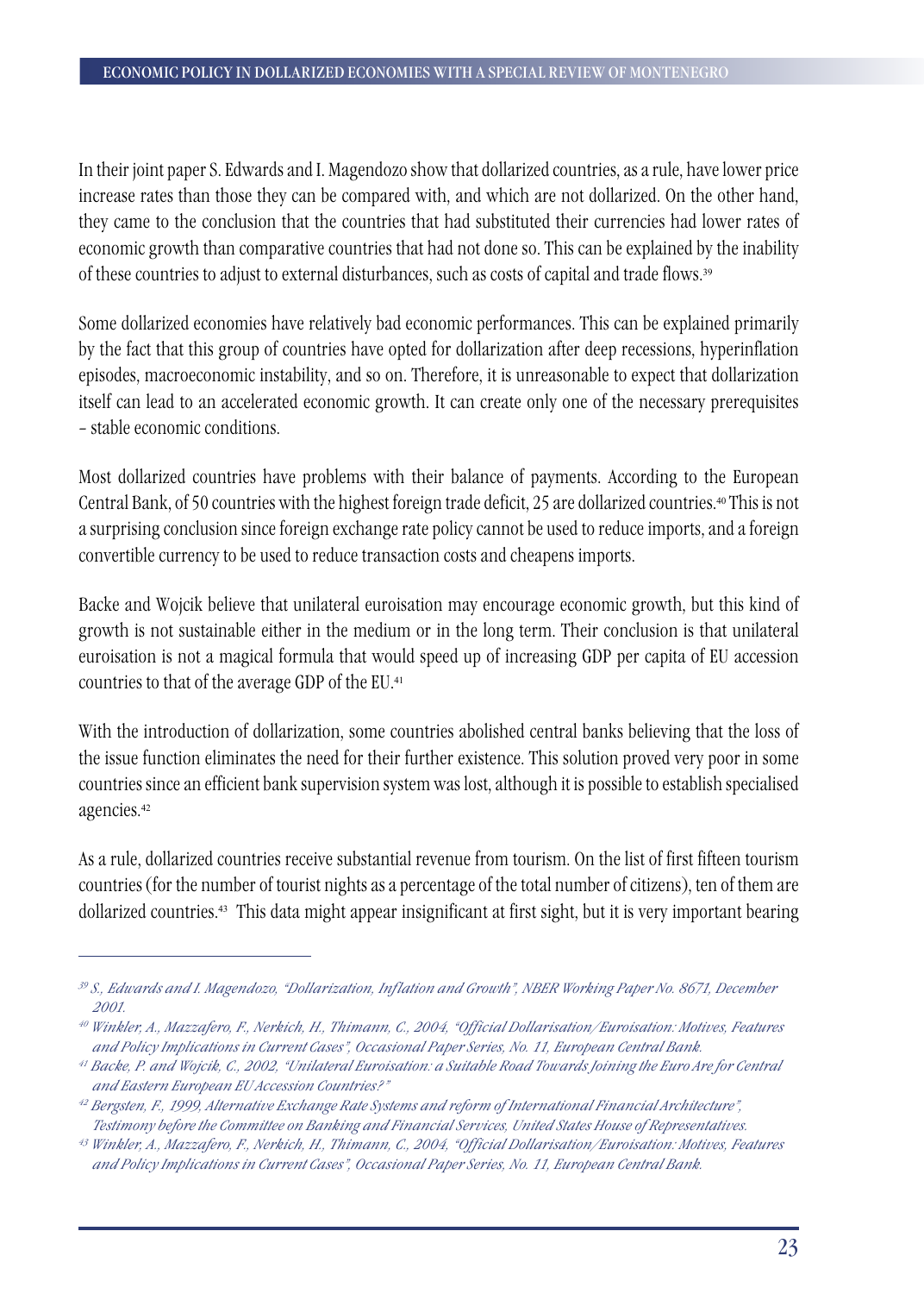In their joint paper S. Edwards and I. Magendozo show that dollarized countries, as a rule, have lower price increase rates than those they can be compared with, and which are not dollarized. On the other hand, they came to the conclusion that the countries that had substituted their currencies had lower rates of economic growth than comparative countries that had not done so. This can be explained by the inability of these countries to adjust to external disturbances, such as costs of capital and trade flows.[39]

Some dollarized economies have relatively bad economic performances. This can be explained primarily by the fact that this group of countries have opted for dollarization after deep recessions, hyperinflation episodes, macroeconomic instability, and so on. Therefore, it is unreasonable to expect that dollarization itself can lead to an accelerated economic growth. It can create only one of the necessary prerequisites – stable economic conditions.

Most dollarized countries have problems with their balance of payments. According to the European Central Bank, of 50 countries with the highest foreign trade deficit, 25 are dollarized countries.[40] This is not a surprising conclusion since foreign exchange rate policy cannot be used to reduce imports, and a foreign convertible currency to be used to reduce transaction costs and cheapens imports.

Backe and Wojcik believe that unilateral euroisation may encourage economic growth, but this kind of growth is not sustainable either in the medium or in the long term. Their conclusion is that unilateral euroisation is not a magical formula that would speed up of increasing GDP per capita of EU accession countries to that of the average GDP of the EU.[41]

With the introduction of dollarization, some countries abolished central banks believing that the loss of the issue function eliminates the need for their further existence. This solution proved very poor in some countries since an efficient bank supervision system was lost, although it is possible to establish specialised agencies.[42]

As a rule, dollarized countries receive substantial revenue from tourism. On the list of first fifteen tourism countries (for the number of tourist nights as a percentage of the total number of citizens), ten of them are dollarized countries.[43] This data might appear insignificant at first sight, but it is very important bearing

---

*[39] S., Edwards and I. Magendozo, "Dollarization, Inflation and Growth", NBER Working Paper No. 8671, December 2001.*

*[40] Winkler, A., Mazzafero, F., Nerkich, H., Thimann, C., 2004, "Official Dollarisation/Euroisation: Motives, Features and Policy Implications in Current Cases", Occasional Paper Series, No. 11, European Central Bank.*

*[41] Backe, P. and Wojcik, C., 2002, "Unilateral Euroisation: a Suitable Road Towards Joining the Euro Are for Central and Eastern European EU Accession Countries?"*

*[42] Bergsten, F., 1999, Alternative Exchange Rate Systems and reform of International Financial Architecture", Testimony before the Committee on Banking and Financial Services, United States House of Representatives.*

*[43] Winkler, A., Mazzafero, F., Nerkich, H., Thimann, C., 2004, "Official Dollarisation/Euroisation: Motives, Features and Policy Implications in Current Cases", Occasional Paper Series, No. 11, European Central Bank.*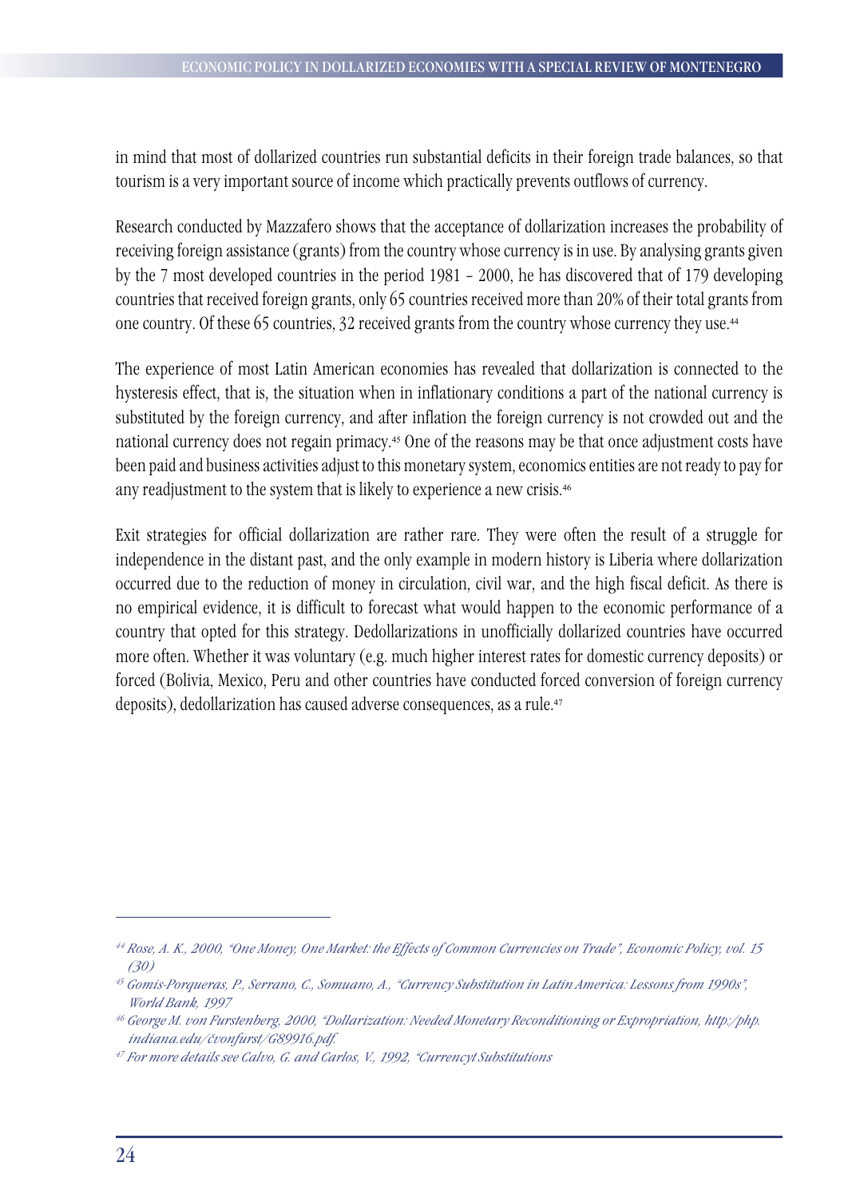in mind that most of dollarized countries run substantial deficits in their foreign trade balances, so that tourism is a very important source of income which practically prevents outflows of currency.

Research conducted by Mazzafero shows that the acceptance of dollarization increases the probability of receiving foreign assistance (grants) from the country whose currency is in use. By analysing grants given by the 7 most developed countries in the period 1981 – 2000, he has discovered that of 179 developing countries that received foreign grants, only 65 countries received more than 20% of their total grants from one country. Of these 65 countries, 32 received grants from the country whose currency they use.[44]

The experience of most Latin American economies has revealed that dollarization is connected to the hysteresis effect, that is, the situation when in inflationary conditions a part of the national currency is substituted by the foreign currency, and after inflation the foreign currency is not crowded out and the national currency does not regain primacy.[45] One of the reasons may be that once adjustment costs have been paid and business activities adjust to this monetary system, economics entities are not ready to pay for any readjustment to the system that is likely to experience a new crisis.[46]

Exit strategies for official dollarization are rather rare. They were often the result of a struggle for independence in the distant past, and the only example in modern history is Liberia where dollarization occurred due to the reduction of money in circulation, civil war, and the high fiscal deficit. As there is no empirical evidence, it is difficult to forecast what would happen to the economic performance of a country that opted for this strategy. Dedollarizations in unofficially dollarized countries have occurred more often. Whether it was voluntary (e.g. much higher interest rates for domestic currency deposits) or forced (Bolivia, Mexico, Peru and other countries have conducted forced conversion of foreign currency deposits), dedollarization has caused adverse consequences, as a rule.[47]

---

[44] *Rose, A. K., 2000, "One Money, One Market: the Effects of Common Currencies on Trade", Economic Policy, vol. 15 (30)*

[45] *Gomis-Porqueras, P., Serrano, C., Somuano, A., "Currency Substitution in Latin America: Lessons from 1990s", World Bank, 1997*

[46] *George M. von Furstenberg, 2000, "Dollarization: Needed Monetary Reconditioning or Expropriation, http:/php.indiana.edu/čvonfurst/G89916.pdf.*

[47] *For more details see Calvo, G. and Carlos, V., 1992, "Currencyt Substitutions*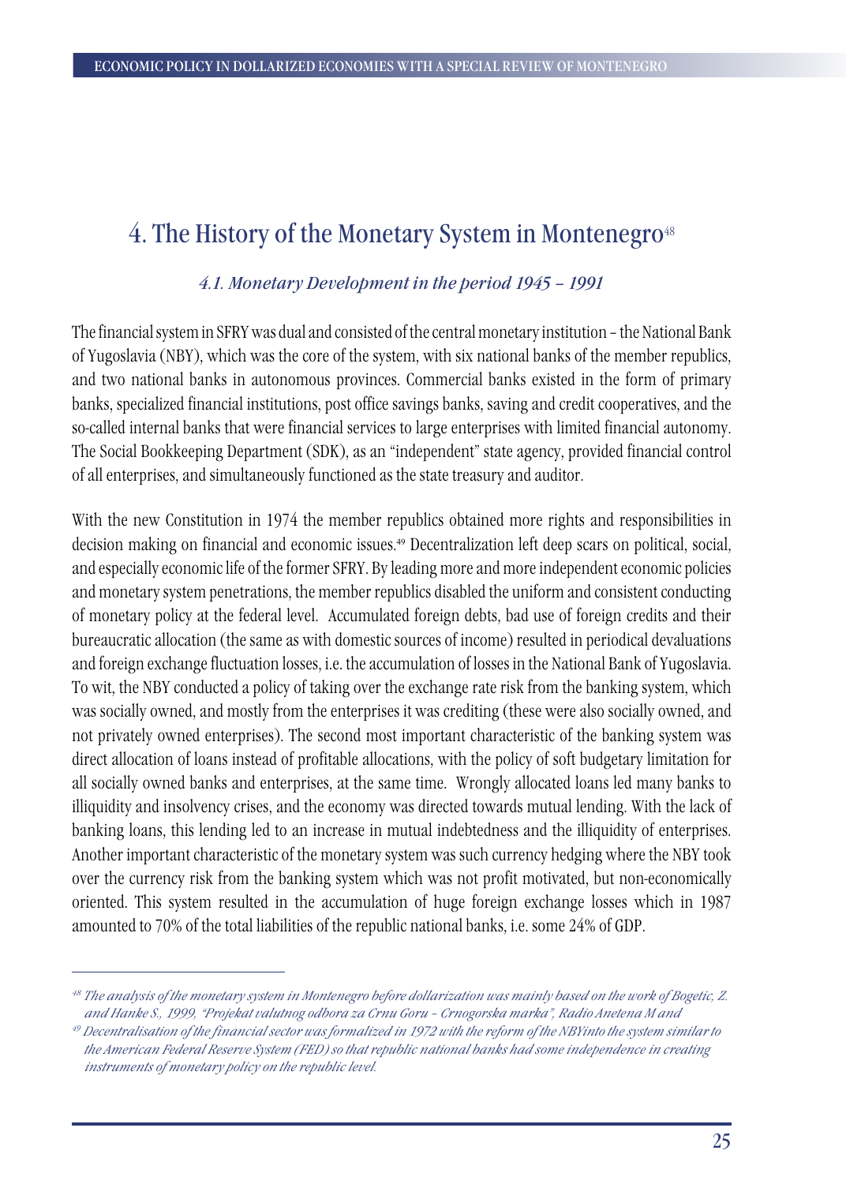# 4. The History of the Monetary System in Montenegro[48]

### *4.1. Monetary Development in the period 1945 – 1991*

The financial system in SFRY was dual and consisted of the central monetary institution – the National Bank of Yugoslavia (NBY), which was the core of the system, with six national banks of the member republics, and two national banks in autonomous provinces. Commercial banks existed in the form of primary banks, specialized financial institutions, post office savings banks, saving and credit cooperatives, and the so-called internal banks that were financial services to large enterprises with limited financial autonomy. The Social Bookkeeping Department (SDK), as an "independent" state agency, provided financial control of all enterprises, and simultaneously functioned as the state treasury and auditor.

With the new Constitution in 1974 the member republics obtained more rights and responsibilities in decision making on financial and economic issues.[49] Decentralization left deep scars on political, social, and especially economic life of the former SFRY. By leading more and more independent economic policies and monetary system penetrations, the member republics disabled the uniform and consistent conducting of monetary policy at the federal level. Accumulated foreign debts, bad use of foreign credits and their bureaucratic allocation (the same as with domestic sources of income) resulted in periodical devaluations and foreign exchange fluctuation losses, i.e. the accumulation of losses in the National Bank of Yugoslavia. To wit, the NBY conducted a policy of taking over the exchange rate risk from the banking system, which was socially owned, and mostly from the enterprises it was crediting (these were also socially owned, and not privately owned enterprises). The second most important characteristic of the banking system was direct allocation of loans instead of profitable allocations, with the policy of soft budgetary limitation for all socially owned banks and enterprises, at the same time. Wrongly allocated loans led many banks to illiquidity and insolvency crises, and the economy was directed towards mutual lending. With the lack of banking loans, this lending led to an increase in mutual indebtedness and the illiquidity of enterprises. Another important characteristic of the monetary system was such currency hedging where the NBY took over the currency risk from the banking system which was not profit motivated, but non-economically oriented. This system resulted in the accumulation of huge foreign exchange losses which in 1987 amounted to 70% of the total liabilities of the republic national banks, i.e. some 24% of GDP.

---

[48] *The analysis of the monetary system in Montenegro before dollarization was mainly based on the work of Bogetic, Z. and Hanke S., 1999, "Projekat valutnog odbora za Crnu Goru – Crnogorska marka", Radio Anetena M and*

[49] *Decentralisation of the financial sector was formalized in 1972 with the reform of the NBYinto the system similar to the American Federal Reserve System (FED) so that republic national banks had some independence in creating instruments of monetary policy on the republic level.*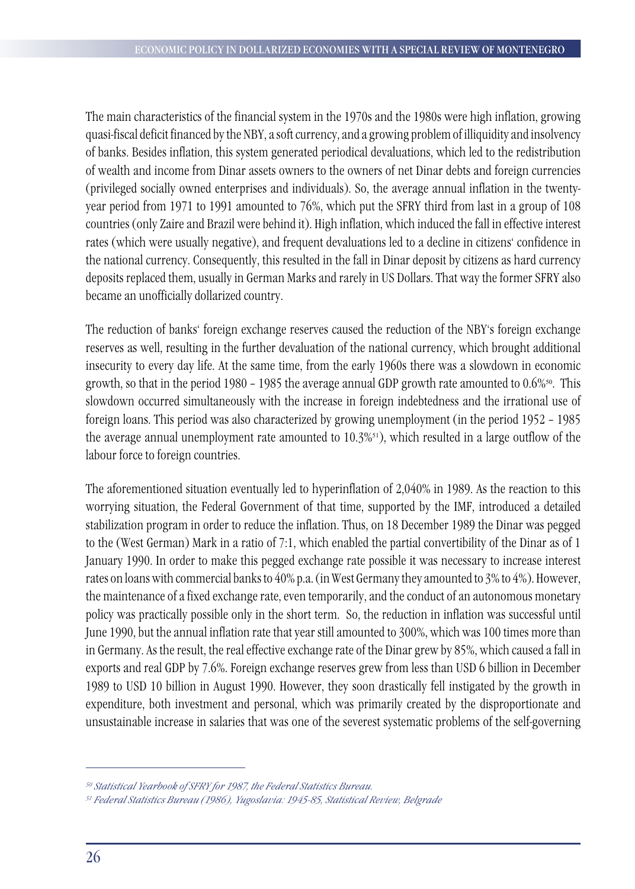The main characteristics of the financial system in the 1970s and the 1980s were high inflation, growing quasi-fiscal deficit financed by the NBY, a soft currency, and a growing problem of illiquidity and insolvency of banks. Besides inflation, this system generated periodical devaluations, which led to the redistribution of wealth and income from Dinar assets owners to the owners of net Dinar debts and foreign currencies (privileged socially owned enterprises and individuals). So, the average annual inflation in the twenty-year period from 1971 to 1991 amounted to 76%, which put the SFRY third from last in a group of 108 countries (only Zaire and Brazil were behind it). High inflation, which induced the fall in effective interest rates (which were usually negative), and frequent devaluations led to a decline in citizens' confidence in the national currency. Consequently, this resulted in the fall in Dinar deposit by citizens as hard currency deposits replaced them, usually in German Marks and rarely in US Dollars. That way the former SFRY also became an unofficially dollarized country.

The reduction of banks' foreign exchange reserves caused the reduction of the NBY's foreign exchange reserves as well, resulting in the further devaluation of the national currency, which brought additional insecurity to every day life. At the same time, from the early 1960s there was a slowdown in economic growth, so that in the period 1980 – 1985 the average annual GDP growth rate amounted to 0.6%[50]. This slowdown occurred simultaneously with the increase in foreign indebtedness and the irrational use of foreign loans. This period was also characterized by growing unemployment (in the period 1952 – 1985 the average annual unemployment rate amounted to 10.3%[51]), which resulted in a large outflow of the labour force to foreign countries.

The aforementioned situation eventually led to hyperinflation of 2,040% in 1989. As the reaction to this worrying situation, the Federal Government of that time, supported by the IMF, introduced a detailed stabilization program in order to reduce the inflation. Thus, on 18 December 1989 the Dinar was pegged to the (West German) Mark in a ratio of 7:1, which enabled the partial convertibility of the Dinar as of 1 January 1990. In order to make this pegged exchange rate possible it was necessary to increase interest rates on loans with commercial banks to 40% p.a. (in West Germany they amounted to 3% to 4%). However, the maintenance of a fixed exchange rate, even temporarily, and the conduct of an autonomous monetary policy was practically possible only in the short term. So, the reduction in inflation was successful until June 1990, but the annual inflation rate that year still amounted to 300%, which was 100 times more than in Germany. As the result, the real effective exchange rate of the Dinar grew by 85%, which caused a fall in exports and real GDP by 7.6%. Foreign exchange reserves grew from less than USD 6 billion in December 1989 to USD 10 billion in August 1990. However, they soon drastically fell instigated by the growth in expenditure, both investment and personal, which was primarily created by the disproportionate and unsustainable increase in salaries that was one of the severest systematic problems of the self-governing

---

[50] *Statistical Yearbook of SFRY for 1987, the Federal Statistics Bureau.*

[51] *Federal Statistics Bureau (1986), Yugoslavia: 1945-85, Statistical Review, Belgrade*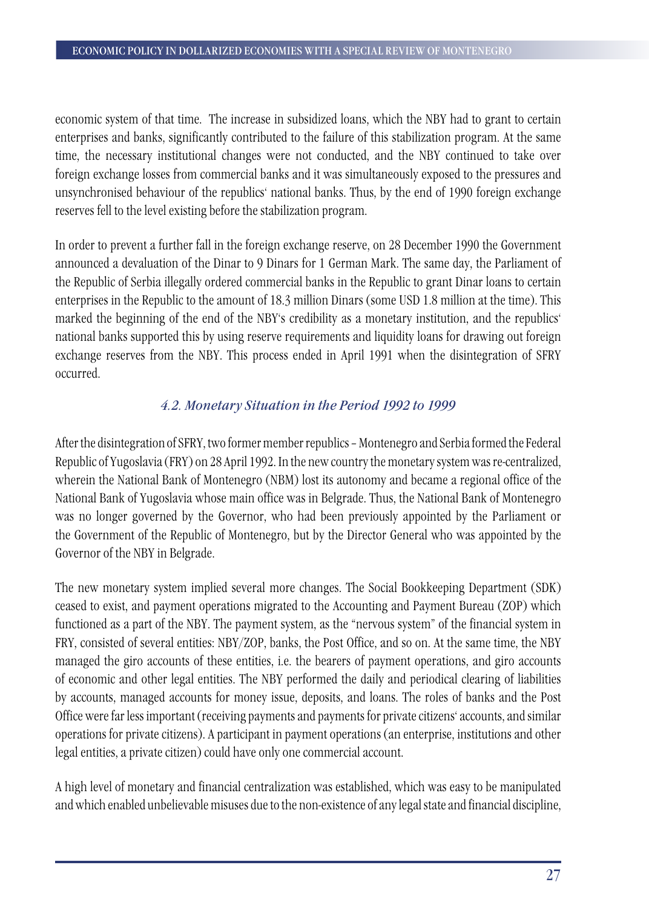economic system of that time. The increase in subsidized loans, which the NBY had to grant to certain enterprises and banks, significantly contributed to the failure of this stabilization program. At the same time, the necessary institutional changes were not conducted, and the NBY continued to take over foreign exchange losses from commercial banks and it was simultaneously exposed to the pressures and unsynchronised behaviour of the republics' national banks. Thus, by the end of 1990 foreign exchange reserves fell to the level existing before the stabilization program.

In order to prevent a further fall in the foreign exchange reserve, on 28 December 1990 the Government announced a devaluation of the Dinar to 9 Dinars for 1 German Mark. The same day, the Parliament of the Republic of Serbia illegally ordered commercial banks in the Republic to grant Dinar loans to certain enterprises in the Republic to the amount of 18.3 million Dinars (some USD 1.8 million at the time). This marked the beginning of the end of the NBY's credibility as a monetary institution, and the republics' national banks supported this by using reserve requirements and liquidity loans for drawing out foreign exchange reserves from the NBY. This process ended in April 1991 when the disintegration of SFRY occurred.

### *4.2. Monetary Situation in the Period 1992 to 1999*

After the disintegration of SFRY, two former member republics – Montenegro and Serbia formed the Federal Republic of Yugoslavia (FRY) on 28 April 1992. In the new country the monetary system was re-centralized, wherein the National Bank of Montenegro (NBM) lost its autonomy and became a regional office of the National Bank of Yugoslavia whose main office was in Belgrade. Thus, the National Bank of Montenegro was no longer governed by the Governor, who had been previously appointed by the Parliament or the Government of the Republic of Montenegro, but by the Director General who was appointed by the Governor of the NBY in Belgrade.

The new monetary system implied several more changes. The Social Bookkeeping Department (SDK) ceased to exist, and payment operations migrated to the Accounting and Payment Bureau (ZOP) which functioned as a part of the NBY. The payment system, as the "nervous system" of the financial system in FRY, consisted of several entities: NBY/ZOP, banks, the Post Office, and so on. At the same time, the NBY managed the giro accounts of these entities, i.e. the bearers of payment operations, and giro accounts of economic and other legal entities. The NBY performed the daily and periodical clearing of liabilities by accounts, managed accounts for money issue, deposits, and loans. The roles of banks and the Post Office were far less important (receiving payments and payments for private citizens' accounts, and similar operations for private citizens). A participant in payment operations (an enterprise, institutions and other legal entities, a private citizen) could have only one commercial account.

A high level of monetary and financial centralization was established, which was easy to be manipulated and which enabled unbelievable misuses due to the non-existence of any legal state and financial discipline,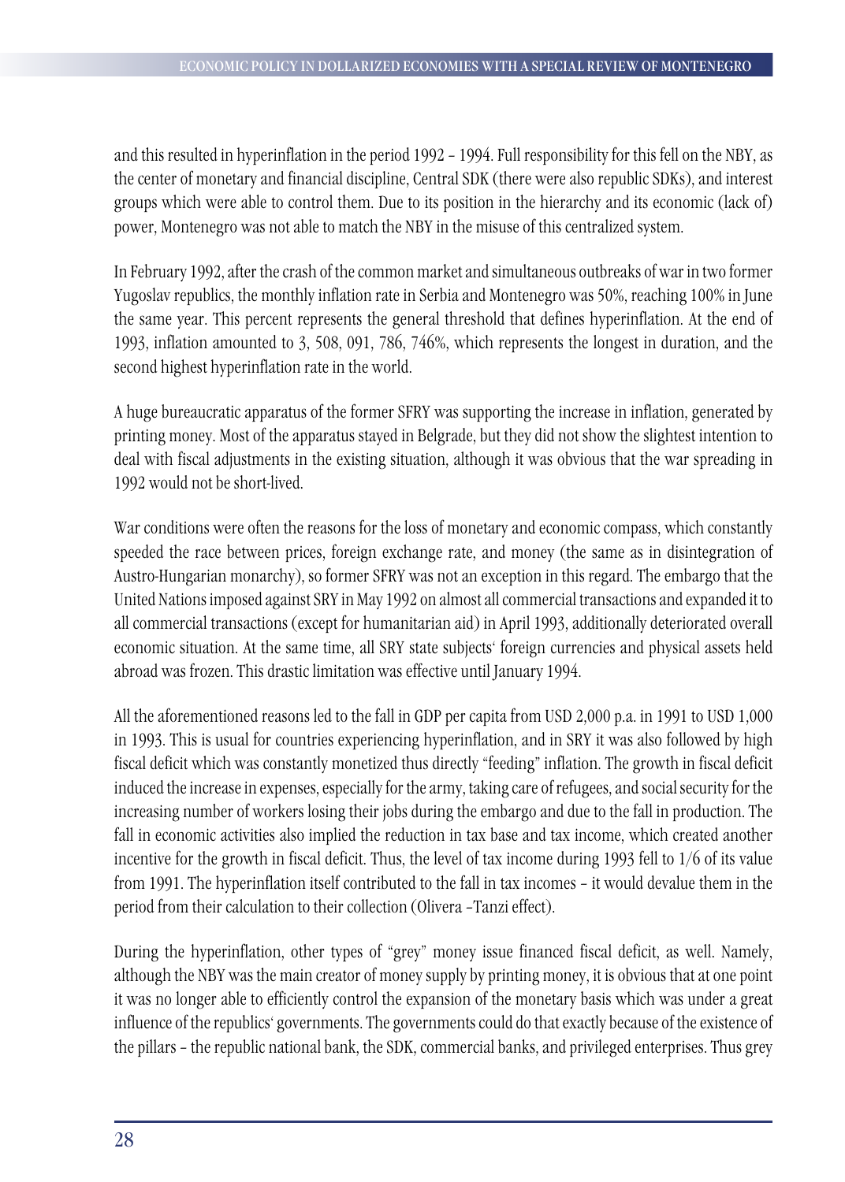and this resulted in hyperinflation in the period 1992 – 1994. Full responsibility for this fell on the NBY, as the center of monetary and financial discipline, Central SDK (there were also republic SDKs), and interest groups which were able to control them. Due to its position in the hierarchy and its economic (lack of) power, Montenegro was not able to match the NBY in the misuse of this centralized system.

In February 1992, after the crash of the common market and simultaneous outbreaks of war in two former Yugoslav republics, the monthly inflation rate in Serbia and Montenegro was 50%, reaching 100% in June the same year. This percent represents the general threshold that defines hyperinflation. At the end of 1993, inflation amounted to 3, 508, 091, 786, 746%, which represents the longest in duration, and the second highest hyperinflation rate in the world.

A huge bureaucratic apparatus of the former SFRY was supporting the increase in inflation, generated by printing money. Most of the apparatus stayed in Belgrade, but they did not show the slightest intention to deal with fiscal adjustments in the existing situation, although it was obvious that the war spreading in 1992 would not be short-lived.

War conditions were often the reasons for the loss of monetary and economic compass, which constantly speeded the race between prices, foreign exchange rate, and money (the same as in disintegration of Austro-Hungarian monarchy), so former SFRY was not an exception in this regard. The embargo that the United Nations imposed against SRY in May 1992 on almost all commercial transactions and expanded it to all commercial transactions (except for humanitarian aid) in April 1993, additionally deteriorated overall economic situation. At the same time, all SRY state subjects' foreign currencies and physical assets held abroad was frozen. This drastic limitation was effective until January 1994.

All the aforementioned reasons led to the fall in GDP per capita from USD 2,000 p.a. in 1991 to USD 1,000 in 1993. This is usual for countries experiencing hyperinflation, and in SRY it was also followed by high fiscal deficit which was constantly monetized thus directly "feeding" inflation. The growth in fiscal deficit induced the increase in expenses, especially for the army, taking care of refugees, and social security for the increasing number of workers losing their jobs during the embargo and due to the fall in production. The fall in economic activities also implied the reduction in tax base and tax income, which created another incentive for the growth in fiscal deficit. Thus, the level of tax income during 1993 fell to 1/6 of its value from 1991. The hyperinflation itself contributed to the fall in tax incomes – it would devalue them in the period from their calculation to their collection (Olivera –Tanzi effect).

During the hyperinflation, other types of "grey" money issue financed fiscal deficit, as well. Namely, although the NBY was the main creator of money supply by printing money, it is obvious that at one point it was no longer able to efficiently control the expansion of the monetary basis which was under a great influence of the republics' governments. The governments could do that exactly because of the existence of the pillars – the republic national bank, the SDK, commercial banks, and privileged enterprises. Thus grey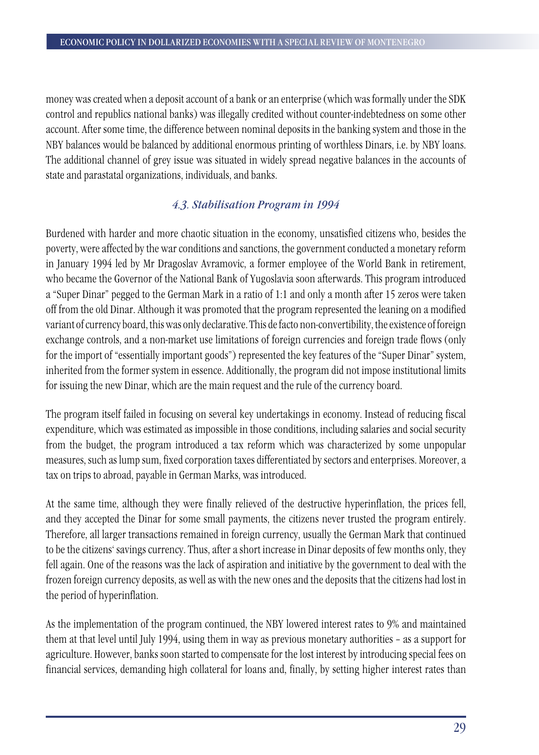money was created when a deposit account of a bank or an enterprise (which was formally under the SDK control and republics national banks) was illegally credited without counter-indebtedness on some other account. After some time, the difference between nominal deposits in the banking system and those in the NBY balances would be balanced by additional enormous printing of worthless Dinars, i.e. by NBY loans. The additional channel of grey issue was situated in widely spread negative balances in the accounts of state and parastatal organizations, individuals, and banks.

### *4.3. Stabilisation Program in 1994*

Burdened with harder and more chaotic situation in the economy, unsatisfied citizens who, besides the poverty, were affected by the war conditions and sanctions, the government conducted a monetary reform in January 1994 led by Mr Dragoslav Avramovic, a former employee of the World Bank in retirement, who became the Governor of the National Bank of Yugoslavia soon afterwards. This program introduced a "Super Dinar" pegged to the German Mark in a ratio of 1:1 and only a month after 15 zeros were taken off from the old Dinar. Although it was promoted that the program represented the leaning on a modified variant of currency board, this was only declarative. This de facto non-convertibility, the existence of foreign exchange controls, and a non-market use limitations of foreign currencies and foreign trade flows (only for the import of "essentially important goods") represented the key features of the "Super Dinar" system, inherited from the former system in essence. Additionally, the program did not impose institutional limits for issuing the new Dinar, which are the main request and the rule of the currency board.

The program itself failed in focusing on several key undertakings in economy. Instead of reducing fiscal expenditure, which was estimated as impossible in those conditions, including salaries and social security from the budget, the program introduced a tax reform which was characterized by some unpopular measures, such as lump sum, fixed corporation taxes differentiated by sectors and enterprises. Moreover, a tax on trips to abroad, payable in German Marks, was introduced.

At the same time, although they were finally relieved of the destructive hyperinflation, the prices fell, and they accepted the Dinar for some small payments, the citizens never trusted the program entirely. Therefore, all larger transactions remained in foreign currency, usually the German Mark that continued to be the citizens' savings currency. Thus, after a short increase in Dinar deposits of few months only, they fell again. One of the reasons was the lack of aspiration and initiative by the government to deal with the frozen foreign currency deposits, as well as with the new ones and the deposits that the citizens had lost in the period of hyperinflation.

As the implementation of the program continued, the NBY lowered interest rates to 9% and maintained them at that level until July 1994, using them in way as previous monetary authorities – as a support for agriculture. However, banks soon started to compensate for the lost interest by introducing special fees on financial services, demanding high collateral for loans and, finally, by setting higher interest rates than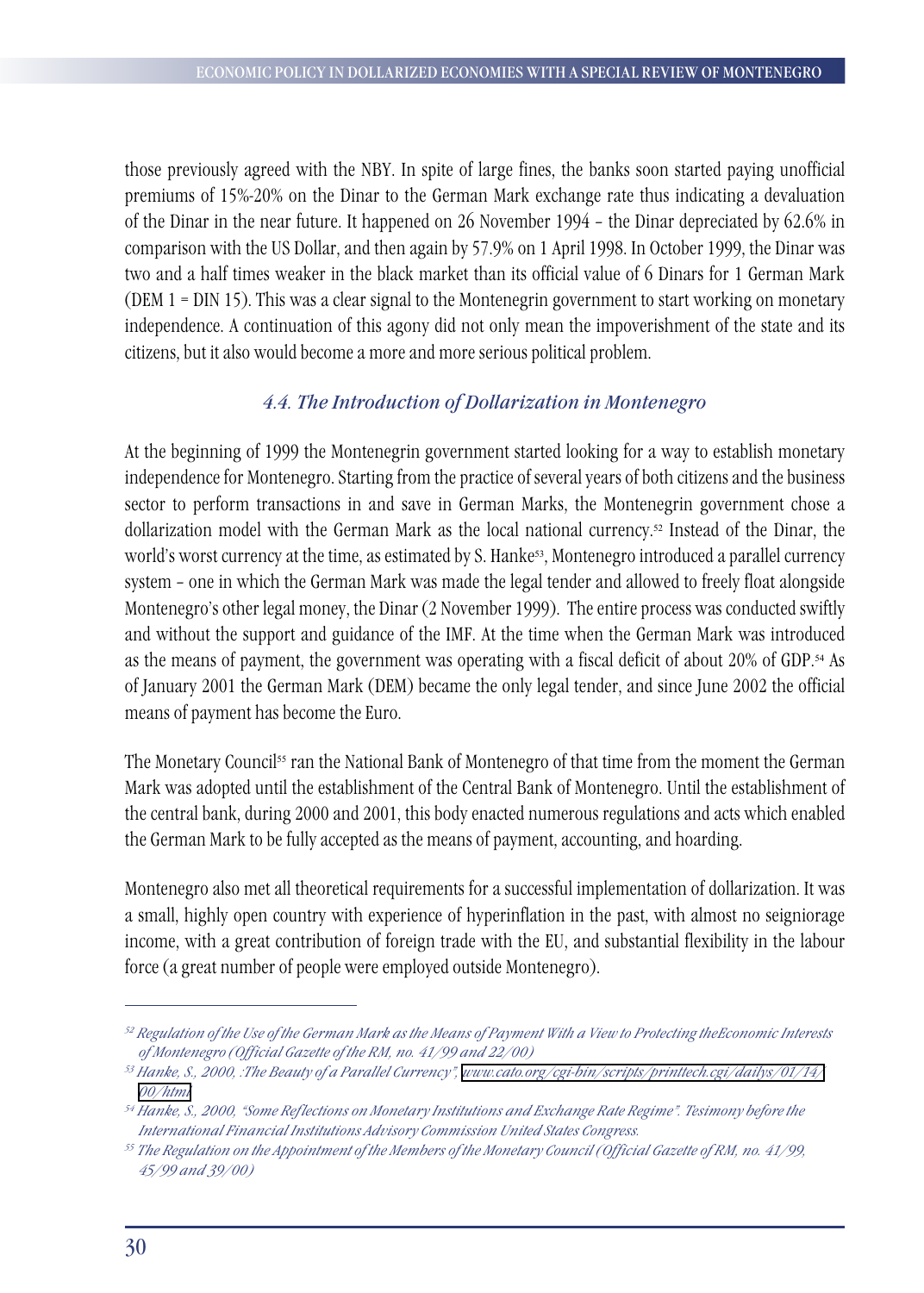those previously agreed with the NBY. In spite of large fines, the banks soon started paying unofficial premiums of 15%-20% on the Dinar to the German Mark exchange rate thus indicating a devaluation of the Dinar in the near future. It happened on 26 November 1994 – the Dinar depreciated by 62.6% in comparison with the US Dollar, and then again by 57.9% on 1 April 1998. In October 1999, the Dinar was two and a half times weaker in the black market than its official value of 6 Dinars for 1 German Mark (DEM 1 = DIN 15). This was a clear signal to the Montenegrin government to start working on monetary independence. A continuation of this agony did not only mean the impoverishment of the state and its citizens, but it also would become a more and more serious political problem.

### *4.4. The Introduction of Dollarization in Montenegro*

At the beginning of 1999 the Montenegrin government started looking for a way to establish monetary independence for Montenegro. Starting from the practice of several years of both citizens and the business sector to perform transactions in and save in German Marks, the Montenegrin government chose a dollarization model with the German Mark as the local national currency.[52] Instead of the Dinar, the world's worst currency at the time, as estimated by S. Hanke[53], Montenegro introduced a parallel currency system – one in which the German Mark was made the legal tender and allowed to freely float alongside Montenegro's other legal money, the Dinar (2 November 1999). The entire process was conducted swiftly and without the support and guidance of the IMF. At the time when the German Mark was introduced as the means of payment, the government was operating with a fiscal deficit of about 20% of GDP.[54] As of January 2001 the German Mark (DEM) became the only legal tender, and since June 2002 the official means of payment has become the Euro.

The Monetary Council[55] ran the National Bank of Montenegro of that time from the moment the German Mark was adopted until the establishment of the Central Bank of Montenegro. Until the establishment of the central bank, during 2000 and 2001, this body enacted numerous regulations and acts which enabled the German Mark to be fully accepted as the means of payment, accounting, and hoarding.

Montenegro also met all theoretical requirements for a successful implementation of dollarization. It was a small, highly open country with experience of hyperinflation in the past, with almost no seigniorage income, with a great contribution of foreign trade with the EU, and substantial flexibility in the labour force (a great number of people were employed outside Montenegro).

---

[52] *Regulation of the Use of the German Mark as the Means of Payment With a View to Protecting theEconomic Interests of Montenegro (Official Gazette of the RM, no. 41/99 and 22/00)*

[53] *Hanke, S., 2000, :The Beauty of a Parallel Currency", www.cato.org/cgi-bin/scripts/printtech.cgi/dailys/01/14/00/html*

[54] *Hanke, S., 2000, "Some Reflections on Monetary Institutions and Exchange Rate Regime". Tesimony before the International Financial Institutions Advisory Commission United States Congress.*

[55] *The Regulation on the Appointment of the Members of the Monetary Council (Official Gazette of RM, no. 41/99, 45/99 and 39/00)*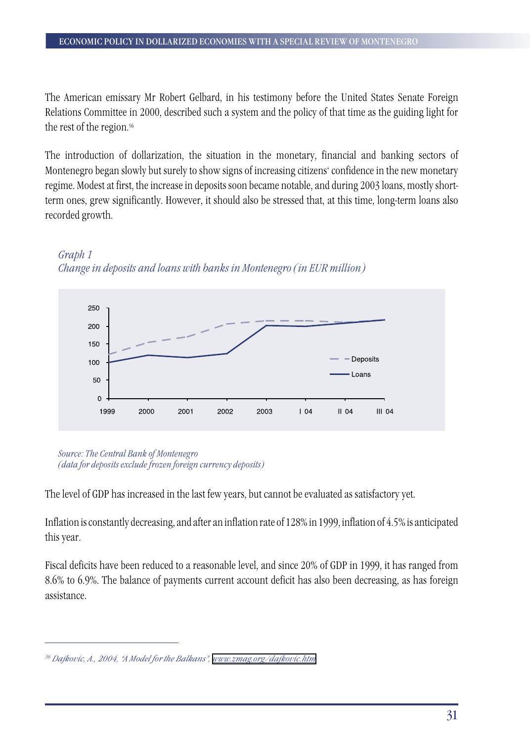The American emissary Mr Robert Gelbard, in his testimony before the United States Senate Foreign Relations Committee in 2000, described such a system and the policy of that time as the guiding light for the rest of the region.[56]

The introduction of dollarization, the situation in the monetary, financial and banking sectors of Montenegro began slowly but surely to show signs of increasing citizens' confidence in the new monetary regime. Modest at first, the increase in deposits soon became notable, and during 2003 loans, mostly short-term ones, grew significantly. However, it should also be stressed that, at this time, long-term loans also recorded growth.

*Graph 1*
*Change in deposits and loans with banks in Montenegro (in EUR million)*

*Source: The Central Bank of Montenegro*
*(data for deposits exclude frozen foreign currency deposits)*

The level of GDP has increased in the last few years, but cannot be evaluated as satisfactory yet.

Inflation is constantly decreasing, and after an inflation rate of 128% in 1999, inflation of 4.5% is anticipated this year.

Fiscal deficits have been reduced to a reasonable level, and since 20% of GDP in 1999, it has ranged from 8.6% to 6.9%. The balance of payments current account deficit has also been decreasing, as has foreign assistance.

---

[56] *Dajkovic, A., 2004, "A Model for the Balkans", www.zmag.org/dajkovic.htm*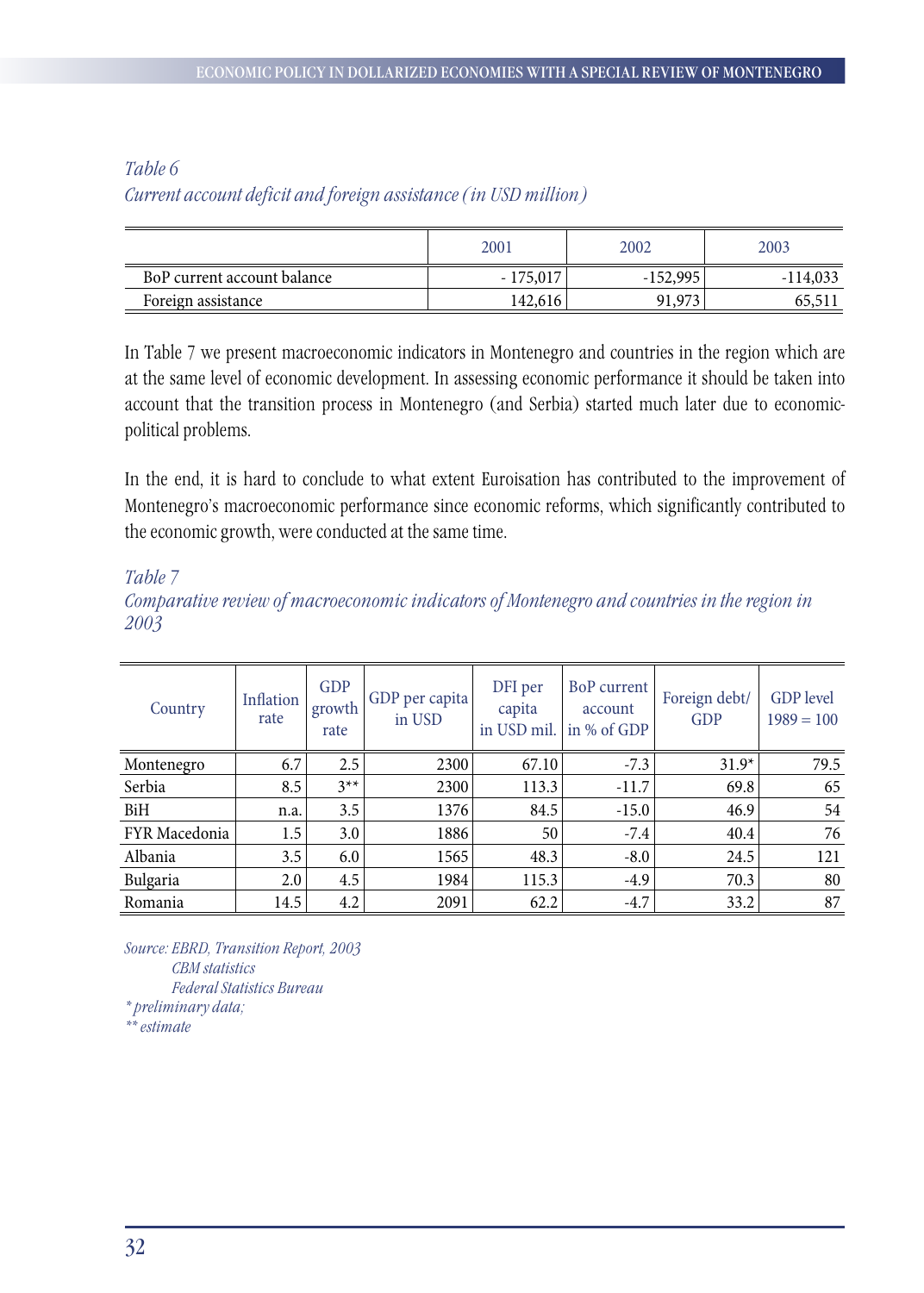*Table 6*

*Current account deficit and foreign assistance (in USD million)*

| | 2001 | 2002 | 2003 |
|---|---|---|---|
| BoP current account balance | - 175,017 | -152,995 | -114,033 |
| Foreign assistance | 142,616 | 91,973 | 65,511 |

In Table 7 we present macroeconomic indicators in Montenegro and countries in the region which are at the same level of economic development. In assessing economic performance it should be taken into account that the transition process in Montenegro (and Serbia) started much later due to economic-political problems.

In the end, it is hard to conclude to what extent Euroisation has contributed to the improvement of Montenegro's macroeconomic performance since economic reforms, which significantly contributed to the economic growth, were conducted at the same time.

*Table 7*

*Comparative review of macroeconomic indicators of Montenegro and countries in the region in 2003*

| Country | Inflation rate | GDP growth rate | GDP per capita in USD | DFI per capita in USD mil. | BoP current account in % of GDP | Foreign debt/ GDP | GDP level 1989 = 100 |
|---|---|---|---|---|---|---|---|
| Montenegro | 6.7 | 2.5 | 2300 | 67.10 | -7.3 | 31.9* | 79.5 |
| Serbia | 8.5 | 3** | 2300 | 113.3 | -11.7 | 69.8 | 65 |
| BiH | n.a. | 3.5 | 1376 | 84.5 | -15.0 | 46.9 | 54 |
| FYR Macedonia | 1.5 | 3.0 | 1886 | 50 | -7.4 | 40.4 | 76 |
| Albania | 3.5 | 6.0 | 1565 | 48.3 | -8.0 | 24.5 | 121 |
| Bulgaria | 2.0 | 4.5 | 1984 | 115.3 | -4.9 | 70.3 | 80 |
| Romania | 14.5 | 4.2 | 2091 | 62.2 | -4.7 | 33.2 | 87 |

*Source: EBRD, Transition Report, 2003*
*CBM statistics*
*Federal Statistics Bureau*
*\* preliminary data;*
*\*\* estimate*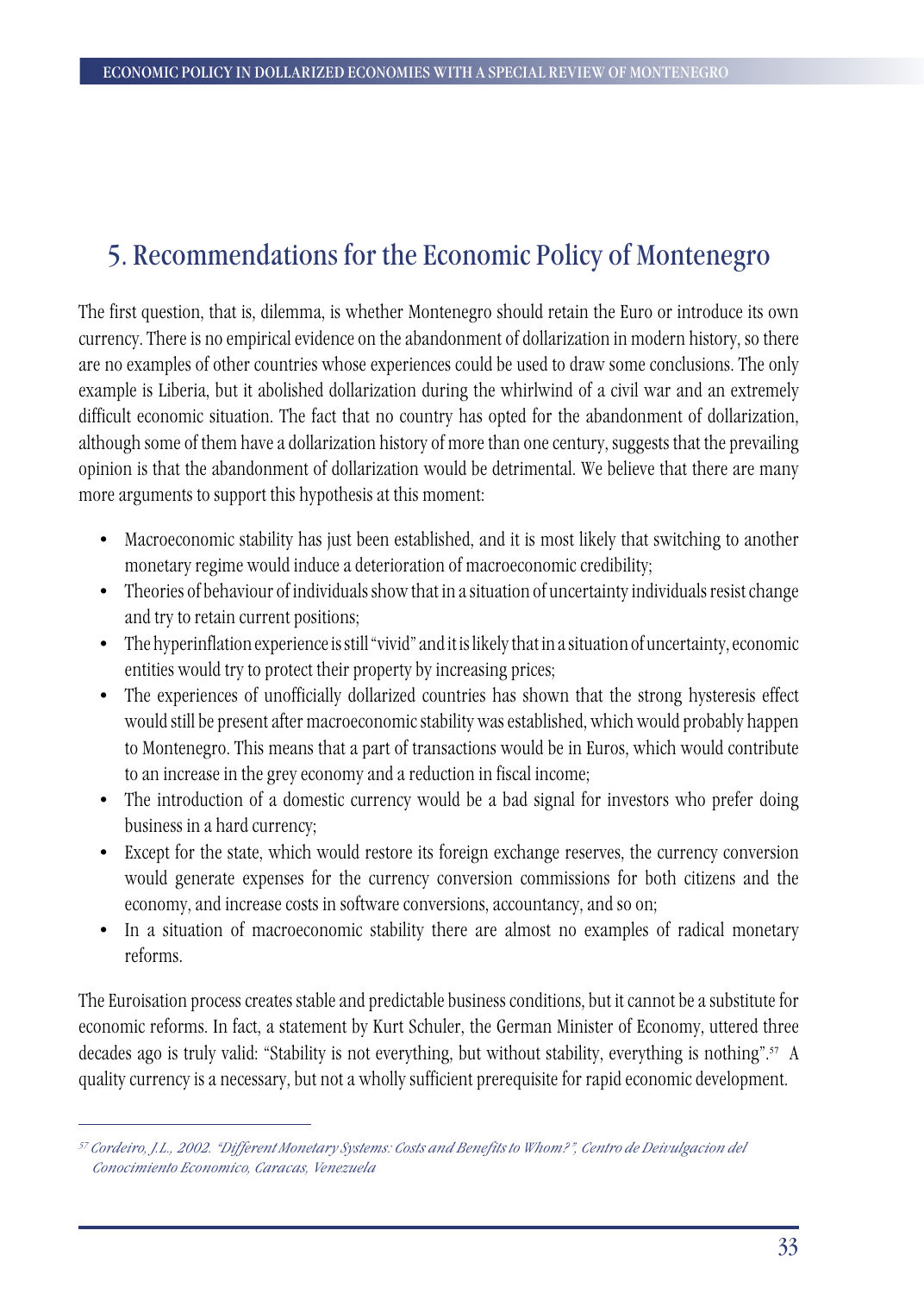# 5. Recommendations for the Economic Policy of Montenegro

The first question, that is, dilemma, is whether Montenegro should retain the Euro or introduce its own currency. There is no empirical evidence on the abandonment of dollarization in modern history, so there are no examples of other countries whose experiences could be used to draw some conclusions. The only example is Liberia, but it abolished dollarization during the whirlwind of a civil war and an extremely difficult economic situation. The fact that no country has opted for the abandonment of dollarization, although some of them have a dollarization history of more than one century, suggests that the prevailing opinion is that the abandonment of dollarization would be detrimental. We believe that there are many more arguments to support this hypothesis at this moment:

- Macroeconomic stability has just been established, and it is most likely that switching to another monetary regime would induce a deterioration of macroeconomic credibility;
- Theories of behaviour of individuals show that in a situation of uncertainty individuals resist change and try to retain current positions;
- The hyperinflation experience is still "vivid" and it is likely that in a situation of uncertainty, economic entities would try to protect their property by increasing prices;
- The experiences of unofficially dollarized countries has shown that the strong hysteresis effect would still be present after macroeconomic stability was established, which would probably happen to Montenegro. This means that a part of transactions would be in Euros, which would contribute to an increase in the grey economy and a reduction in fiscal income;
- The introduction of a domestic currency would be a bad signal for investors who prefer doing business in a hard currency;
- Except for the state, which would restore its foreign exchange reserves, the currency conversion would generate expenses for the currency conversion commissions for both citizens and the economy, and increase costs in software conversions, accountancy, and so on;
- In a situation of macroeconomic stability there are almost no examples of radical monetary reforms.

The Euroisation process creates stable and predictable business conditions, but it cannot be a substitute for economic reforms. In fact, a statement by Kurt Schuler, the German Minister of Economy, uttered three decades ago is truly valid: "Stability is not everything, but without stability, everything is nothing".[57] A quality currency is a necessary, but not a wholly sufficient prerequisite for rapid economic development.

---

[57] *Cordeiro, J.L., 2002. "Different Monetary Systems: Costs and Benefits to Whom?", Centro de Deivulgacion del Conocimiento Economico, Caracas, Venezuela*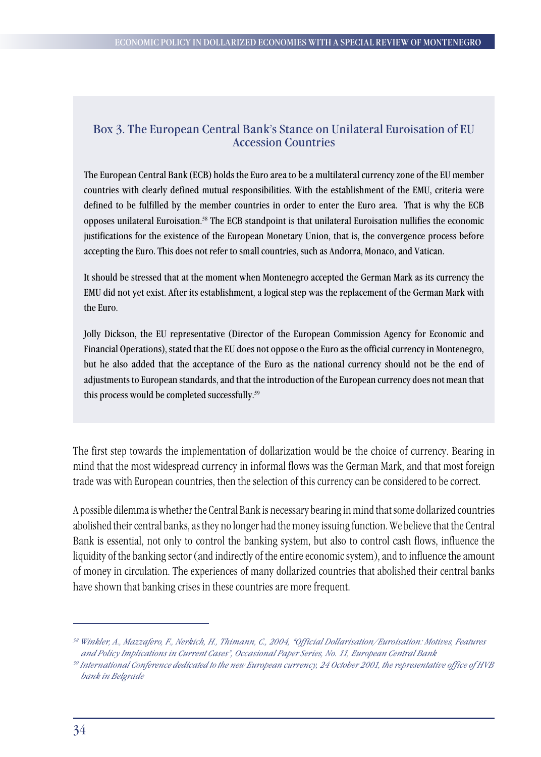### Box 3. The European Central Bank's Stance on Unilateral Euroisation of EU Accession Countries

The European Central Bank (ECB) holds the Euro area to be a multilateral currency zone of the EU member countries with clearly defined mutual responsibilities. With the establishment of the EMU, criteria were defined to be fulfilled by the member countries in order to enter the Euro area. That is why the ECB opposes unilateral Euroisation.[58] The ECB standpoint is that unilateral Euroisation nullifies the economic justifications for the existence of the European Monetary Union, that is, the convergence process before accepting the Euro. This does not refer to small countries, such as Andorra, Monaco, and Vatican.

It should be stressed that at the moment when Montenegro accepted the German Mark as its currency the EMU did not yet exist. After its establishment, a logical step was the replacement of the German Mark with the Euro.

Jolly Dickson, the EU representative (Director of the European Commission Agency for Economic and Financial Operations), stated that the EU does not oppose o the Euro as the official currency in Montenegro, but he also added that the acceptance of the Euro as the national currency should not be the end of adjustments to European standards, and that the introduction of the European currency does not mean that this process would be completed successfully.[59]

The first step towards the implementation of dollarization would be the choice of currency. Bearing in mind that the most widespread currency in informal flows was the German Mark, and that most foreign trade was with European countries, then the selection of this currency can be considered to be correct.

A possible dilemma is whether the Central Bank is necessary bearing in mind that some dollarized countries abolished their central banks, as they no longer had the money issuing function. We believe that the Central Bank is essential, not only to control the banking system, but also to control cash flows, influence the liquidity of the banking sector (and indirectly of the entire economic system), and to influence the amount of money in circulation. The experiences of many dollarized countries that abolished their central banks have shown that banking crises in these countries are more frequent.

---

[58] *Winkler, A., Mazzafero, F., Nerkich, H., Thimann, C., 2004, "Official Dollarisation/Euroisation: Motives, Features and Policy Implications in Current Cases", Occasional Paper Series, No. 11, European Central Bank*

[59] *International Conference dedicated to the new European currency, 24 October 2001, the representative office of HVB bank in Belgrade*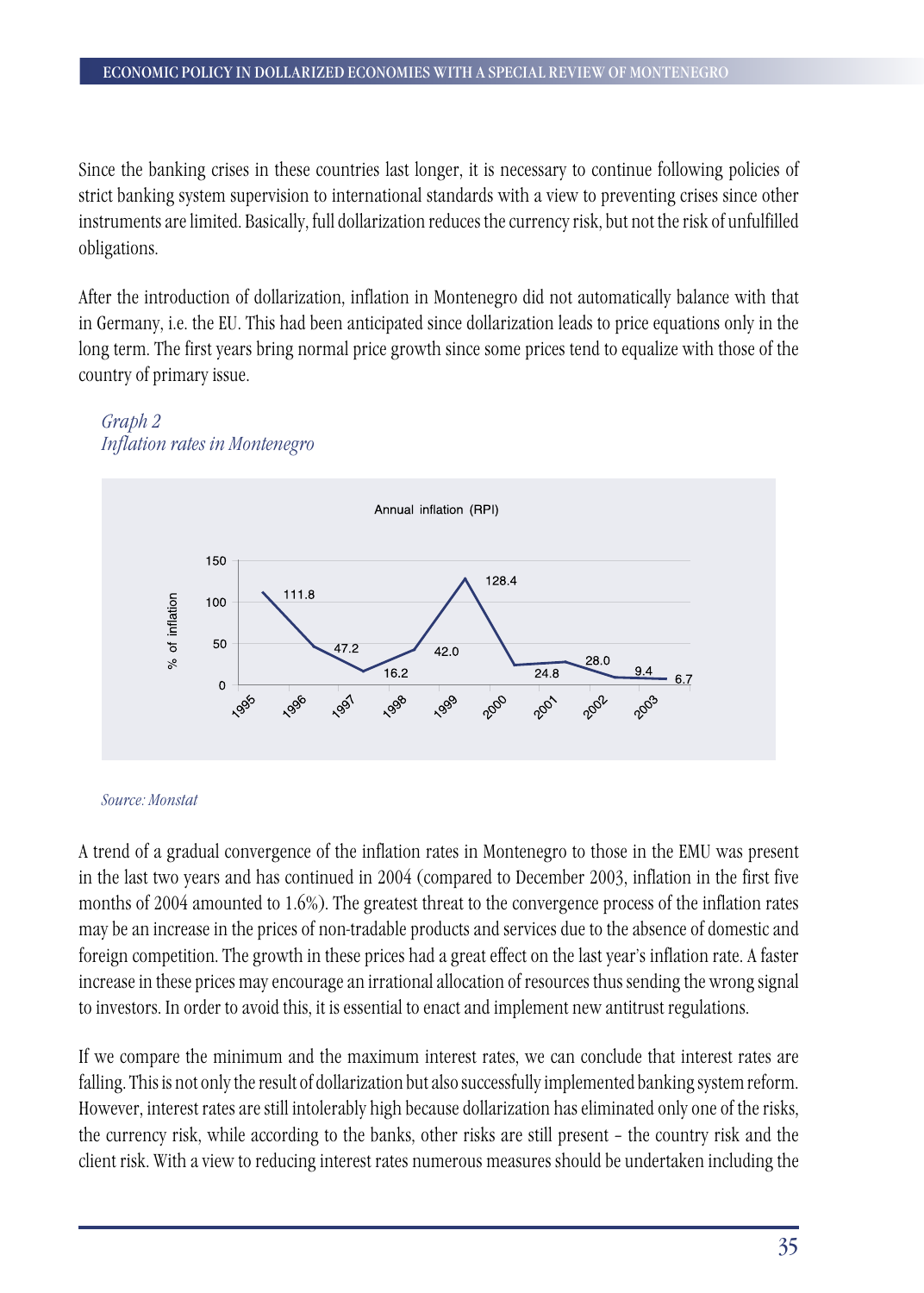Since the banking crises in these countries last longer, it is necessary to continue following policies of strict banking system supervision to international standards with a view to preventing crises since other instruments are limited. Basically, full dollarization reduces the currency risk, but not the risk of unfulfilled obligations.

After the introduction of dollarization, inflation in Montenegro did not automatically balance with that in Germany, i.e. the EU. This had been anticipated since dollarization leads to price equations only in the long term. The first years bring normal price growth since some prices tend to equalize with those of the country of primary issue.

*Graph 2*
*Inflation rates in Montenegro*

Annual inflation (RPI)

| Year | % of inflation |
| --- | --- |
| 1995 | 111.8 |
| 1996 | 47.2 |
| 1997 | 16.2 |
| 1998 | 42.0 |
| 1999 | 128.4 |
| 2000 | 24.8 |
| 2001 | 28.0 |
| 2002 | 9.4 |
| 2003 | 6.7 |

*Source: Monstat*

A trend of a gradual convergence of the inflation rates in Montenegro to those in the EMU was present in the last two years and has continued in 2004 (compared to December 2003, inflation in the first five months of 2004 amounted to 1.6%). The greatest threat to the convergence process of the inflation rates may be an increase in the prices of non-tradable products and services due to the absence of domestic and foreign competition. The growth in these prices had a great effect on the last year's inflation rate. A faster increase in these prices may encourage an irrational allocation of resources thus sending the wrong signal to investors. In order to avoid this, it is essential to enact and implement new antitrust regulations.

If we compare the minimum and the maximum interest rates, we can conclude that interest rates are falling. This is not only the result of dollarization but also successfully implemented banking system reform. However, interest rates are still intolerably high because dollarization has eliminated only one of the risks, the currency risk, while according to the banks, other risks are still present – the country risk and the client risk. With a view to reducing interest rates numerous measures should be undertaken including the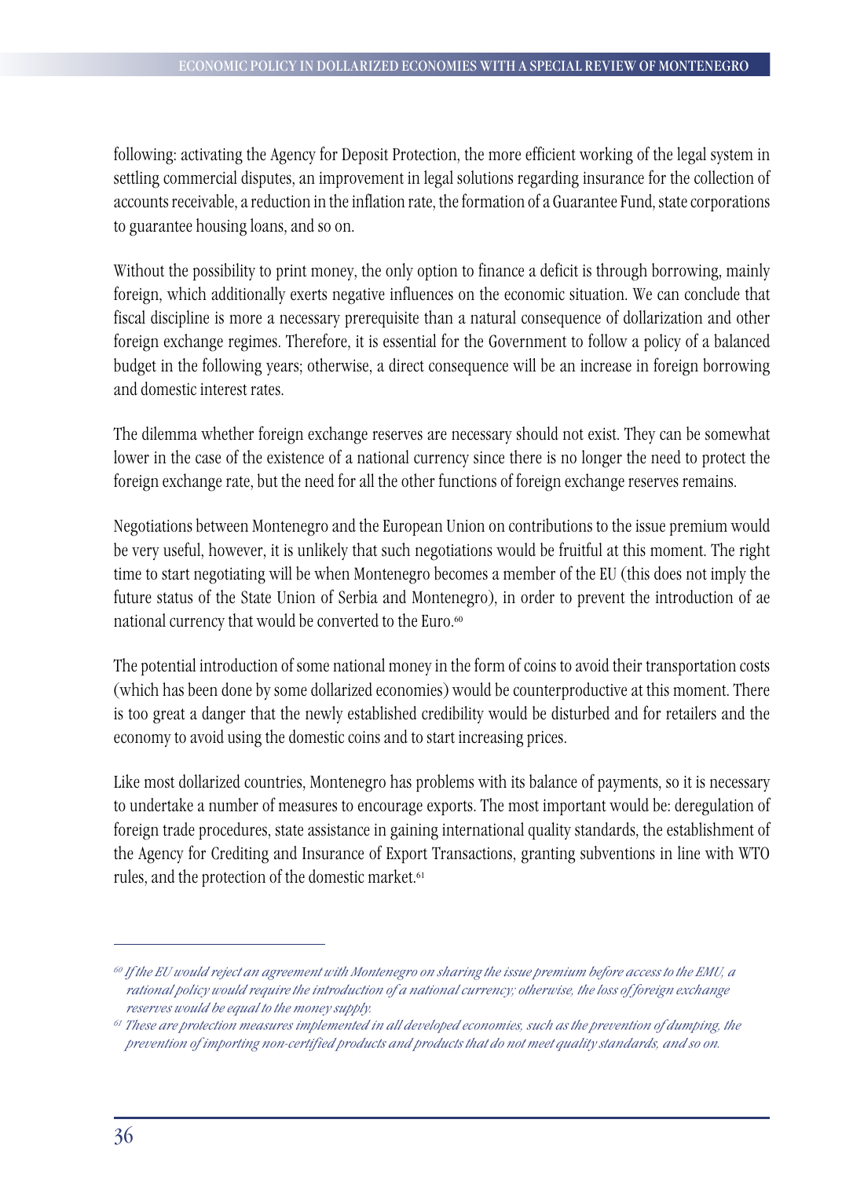following: activating the Agency for Deposit Protection, the more efficient working of the legal system in settling commercial disputes, an improvement in legal solutions regarding insurance for the collection of accounts receivable, a reduction in the inflation rate, the formation of a Guarantee Fund, state corporations to guarantee housing loans, and so on.

Without the possibility to print money, the only option to finance a deficit is through borrowing, mainly foreign, which additionally exerts negative influences on the economic situation. We can conclude that fiscal discipline is more a necessary prerequisite than a natural consequence of dollarization and other foreign exchange regimes. Therefore, it is essential for the Government to follow a policy of a balanced budget in the following years; otherwise, a direct consequence will be an increase in foreign borrowing and domestic interest rates.

The dilemma whether foreign exchange reserves are necessary should not exist. They can be somewhat lower in the case of the existence of a national currency since there is no longer the need to protect the foreign exchange rate, but the need for all the other functions of foreign exchange reserves remains.

Negotiations between Montenegro and the European Union on contributions to the issue premium would be very useful, however, it is unlikely that such negotiations would be fruitful at this moment. The right time to start negotiating will be when Montenegro becomes a member of the EU (this does not imply the future status of the State Union of Serbia and Montenegro), in order to prevent the introduction of ae national currency that would be converted to the Euro.[60]

The potential introduction of some national money in the form of coins to avoid their transportation costs (which has been done by some dollarized economies) would be counterproductive at this moment. There is too great a danger that the newly established credibility would be disturbed and for retailers and the economy to avoid using the domestic coins and to start increasing prices.

Like most dollarized countries, Montenegro has problems with its balance of payments, so it is necessary to undertake a number of measures to encourage exports. The most important would be: deregulation of foreign trade procedures, state assistance in gaining international quality standards, the establishment of the Agency for Crediting and Insurance of Export Transactions, granting subventions in line with WTO rules, and the protection of the domestic market.[61]

---

[60] *If the EU would reject an agreement with Montenegro on sharing the issue premium before access to the EMU, a rational policy would require the introduction of a national currency; otherwise, the loss of foreign exchange reserves would be equal to the money supply.*

[61] *These are protection measures implemented in all developed economies, such as the prevention of dumping, the prevention of importing non-certified products and products that do not meet quality standards, and so on.*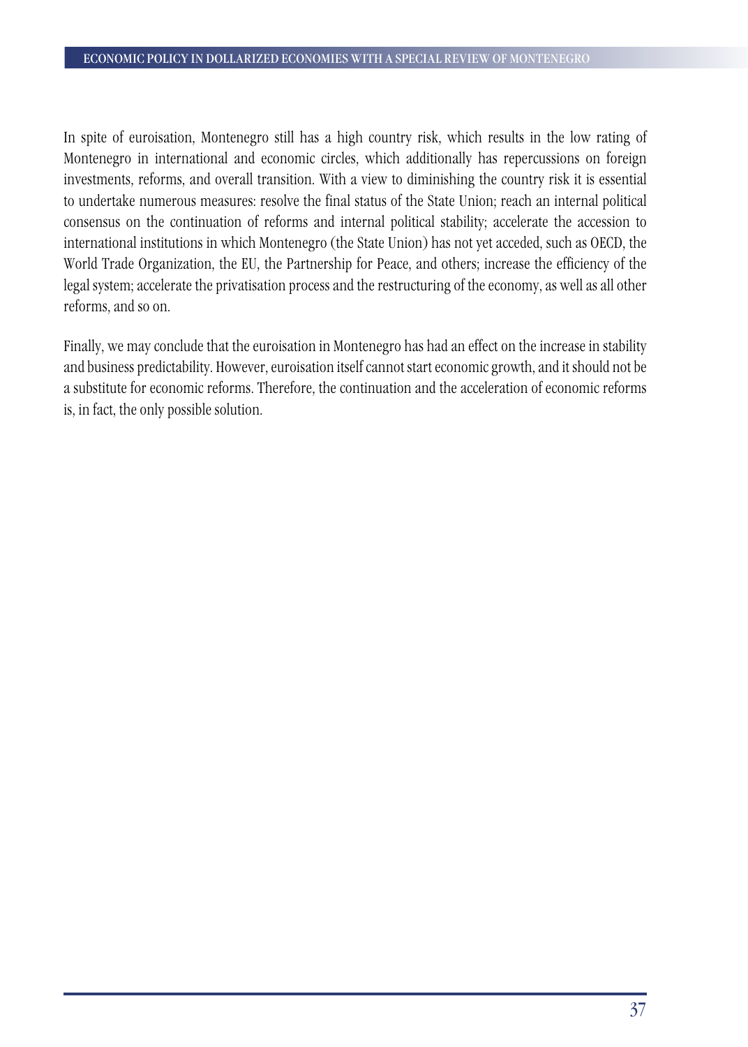In spite of euroisation, Montenegro still has a high country risk, which results in the low rating of Montenegro in international and economic circles, which additionally has repercussions on foreign investments, reforms, and overall transition. With a view to diminishing the country risk it is essential to undertake numerous measures: resolve the final status of the State Union; reach an internal political consensus on the continuation of reforms and internal political stability; accelerate the accession to international institutions in which Montenegro (the State Union) has not yet acceded, such as OECD, the World Trade Organization, the EU, the Partnership for Peace, and others; increase the efficiency of the legal system; accelerate the privatisation process and the restructuring of the economy, as well as all other reforms, and so on.

Finally, we may conclude that the euroisation in Montenegro has had an effect on the increase in stability and business predictability. However, euroisation itself cannot start economic growth, and it should not be a substitute for economic reforms. Therefore, the continuation and the acceleration of economic reforms is, in fact, the only possible solution.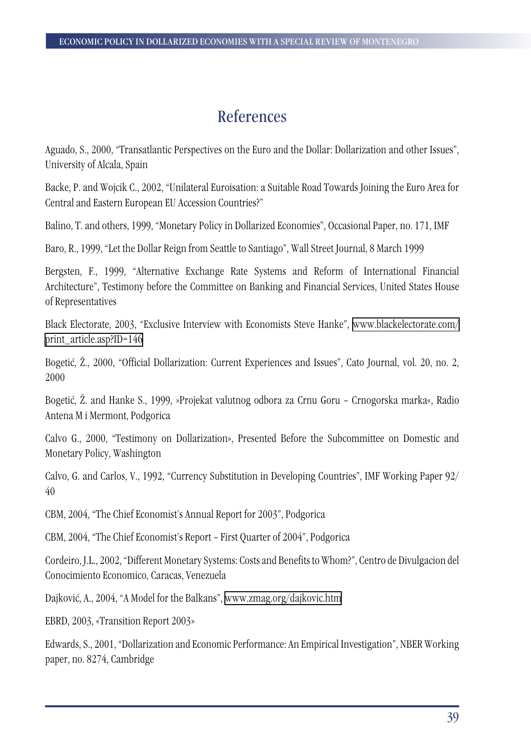# References

Aguado, S., 2000, “Transatlantic Perspectives on the Euro and the Dollar: Dollarization and other Issues”, University of Alcala, Spain

Backe, P. and Wojcik C., 2002, “Unilateral Euroisation: a Suitable Road Towards Joining the Euro Area for Central and Eastern European EU Accession Countries?”

Balino, T. and others, 1999, “Monetary Policy in Dollarized Economies”, Occasional Paper, no. 171, IMF

Baro, R., 1999, “Let the Dollar Reign from Seattle to Santiago”, Wall Street Journal, 8 March 1999

Bergsten, F., 1999, “Alternative Exchange Rate Systems and Reform of International Financial Architecture”, Testimony before the Committee on Banking and Financial Services, United States House of Representatives

Black Electorate, 2003, “Exclusive Interview with Economists Steve Hanke”, www.blackelectorate.com/print_article.asp?ID=146

Bogetić, Ž., 2000, “Official Dollarization: Current Experiences and Issues”, Cato Journal, vol. 20, no. 2, 2000

Bogetić, Ž. and Hanke S., 1999, »Projekat valutnog odbora za Crnu Goru – Crnogorska marka«, Radio Antena M i Mermont, Podgorica

Calvo G., 2000, “Testimony on Dollarization», Presented Before the Subcommittee on Domestic and Monetary Policy, Washington

Calvo, G. and Carlos, V., 1992, “Currency Substitution in Developing Countries”, IMF Working Paper 92/40

CBM, 2004, “The Chief Economist’s Annual Report for 2003”, Podgorica

CBM, 2004, “The Chief Economist’s Report – First Quarter of 2004”, Podgorica

Cordeiro, J.L., 2002, “Different Monetary Systems: Costs and Benefits to Whom?”, Centro de Divulgacion del Conocimiento Economico, Caracas, Venezuela

Dajković, A., 2004, “A Model for the Balkans”, www.zmag.org/dajkovic.htm

EBRD, 2003, «Transition Report 2003»

Edwards, S., 2001, “Dollarization and Economic Performance: An Empirical Investigation”, NBER Working paper, no. 8274, Cambridge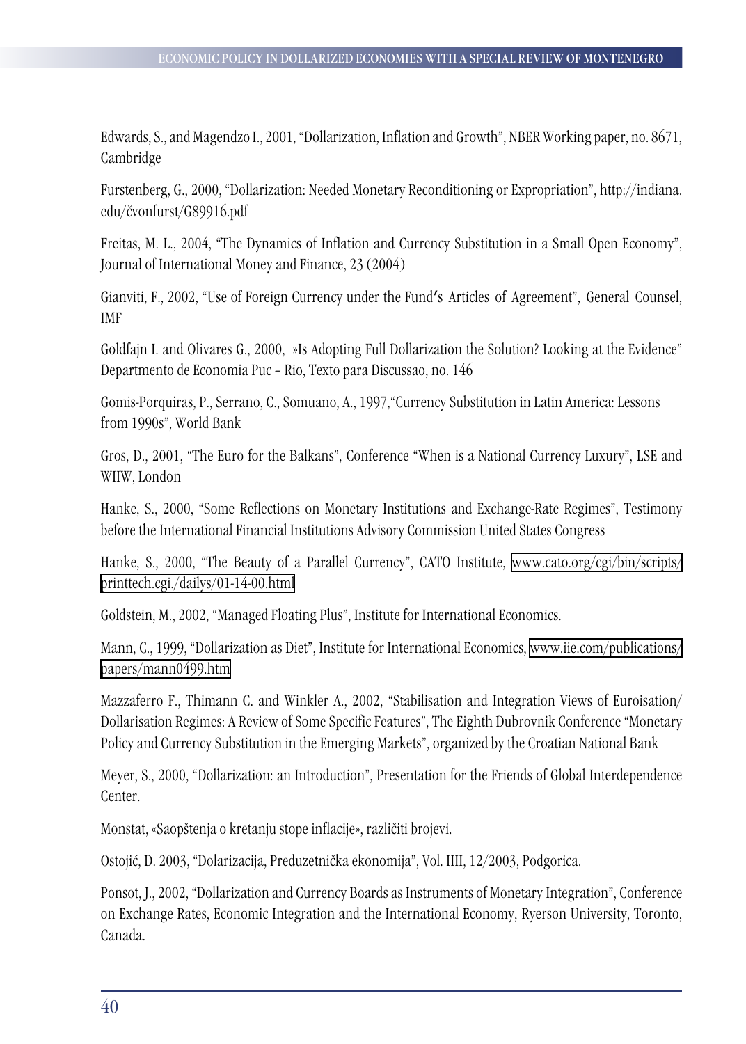Edwards, S., and Magendzo I., 2001, "Dollarization, Inflation and Growth", NBER Working paper, no. 8671, Cambridge

Furstenberg, G., 2000, "Dollarization: Needed Monetary Reconditioning or Expropriation", http://indiana.edu/čvonfurst/G89916.pdf

Freitas, M. L., 2004, "The Dynamics of Inflation and Currency Substitution in a Small Open Economy", Journal of International Money and Finance, 23 (2004)

Gianviti, F., 2002, "Use of Foreign Currency under the Fund's Articles of Agreement", General Counsel, IMF

Goldfajn I. and Olivares G., 2000, »Is Adopting Full Dollarization the Solution? Looking at the Evidence" Departmento de Economia Puc – Rio, Texto para Discussao, no. 146

Gomis-Porquiras, P., Serrano, C., Somuano, A., 1997,"Currency Substitution in Latin America: Lessons from 1990s", World Bank

Gros, D., 2001, "The Euro for the Balkans", Conference "When is a National Currency Luxury", LSE and WIIW, London

Hanke, S., 2000, "Some Reflections on Monetary Institutions and Exchange-Rate Regimes", Testimony before the International Financial Institutions Advisory Commission United States Congress

Hanke, S., 2000, "The Beauty of a Parallel Currency", CATO Institute, www.cato.org/cgi/bin/scripts/printtech.cgi./dailys/01-14-00.html

Goldstein, M., 2002, "Managed Floating Plus", Institute for International Economics.

Mann, C., 1999, "Dollarization as Diet", Institute for International Economics, www.iie.com/publications/papers/mann0499.htm

Mazzaferro F., Thimann C. and Winkler A., 2002, "Stabilisation and Integration Views of Euroisation/Dollarisation Regimes: A Review of Some Specific Features", The Eighth Dubrovnik Conference "Monetary Policy and Currency Substitution in the Emerging Markets", organized by the Croatian National Bank

Meyer, S., 2000, "Dollarization: an Introduction", Presentation for the Friends of Global Interdependence Center.

Monstat, «Saopštenja o kretanju stope inflacije», različiti brojevi.

Ostojić, D. 2003, "Dolarizacija, Preduzetnička ekonomija", Vol. IIII, 12/2003, Podgorica.

Ponsot, J., 2002, "Dollarization and Currency Boards as Instruments of Monetary Integration", Conference on Exchange Rates, Economic Integration and the International Economy, Ryerson University, Toronto, Canada.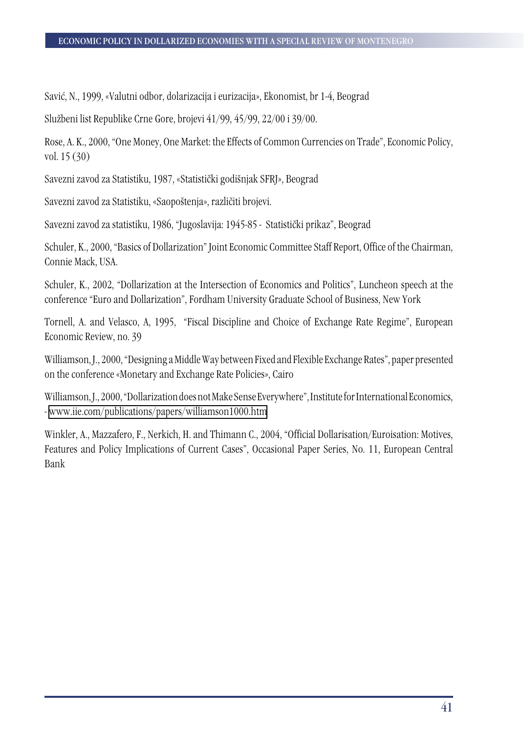Savić, N., 1999, «Valutni odbor, dolarizacija i eurizacija», Ekonomist, br 1-4, Beograd

Službeni list Republike Crne Gore, brojevi 41/99, 45/99, 22/00 i 39/00.

Rose, A. K., 2000, "One Money, One Market: the Effects of Common Currencies on Trade", Economic Policy, vol. 15 (30)

Savezni zavod za Statistiku, 1987, «Statistički godišnjak SFRJ», Beograd

Savezni zavod za Statistiku, «Saopštenja», različiti brojevi.

Savezni zavod za statistiku, 1986, "Jugoslavija: 1945-85 - Statistički prikaz", Beograd

Schuler, K., 2000, "Basics of Dollarization" Joint Economic Committee Staff Report, Office of the Chairman, Connie Mack, USA.

Schuler, K., 2002, "Dollarization at the Intersection of Economics and Politics", Luncheon speech at the conference "Euro and Dollarization", Fordham University Graduate School of Business, New York

Tornell, A. and Velasco, A, 1995, "Fiscal Discipline and Choice of Exchange Rate Regime", European Economic Review, no. 39

Williamson, J., 2000, "Designing a Middle Way between Fixed and Flexible Exchange Rates", paper presented on the conference «Monetary and Exchange Rate Policies», Cairo

Williamson, J., 2000, "Dollarization does not Make Sense Everywhere", Institute for International Economics, - www.iie.com/publications/papers/williamson1000.htm

Winkler, A., Mazzafero, F., Nerkich, H. and Thimann C., 2004, "Official Dollarisation/Euroisation: Motives, Features and Policy Implications of Current Cases", Occasional Paper Series, No. 11, European Central Bank